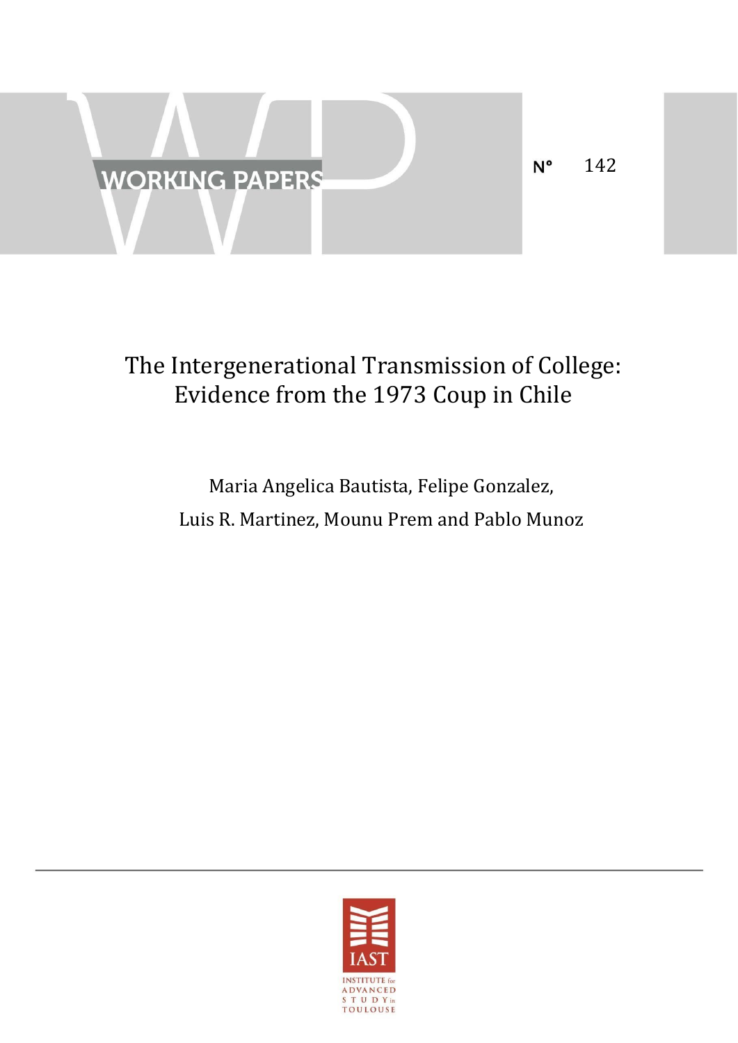WORKING PAPERS

N° 142

# The Intergenerational Transmission of College: Evidence from the 1973 Coup in Chile

Maria Angelica Bautista, Felipe Gonzalez, Luis R. Martinez, Mounu Prem and Pablo Munoz

IAST

INSTITUTE for ADVANCED STUDY in TOULOUSE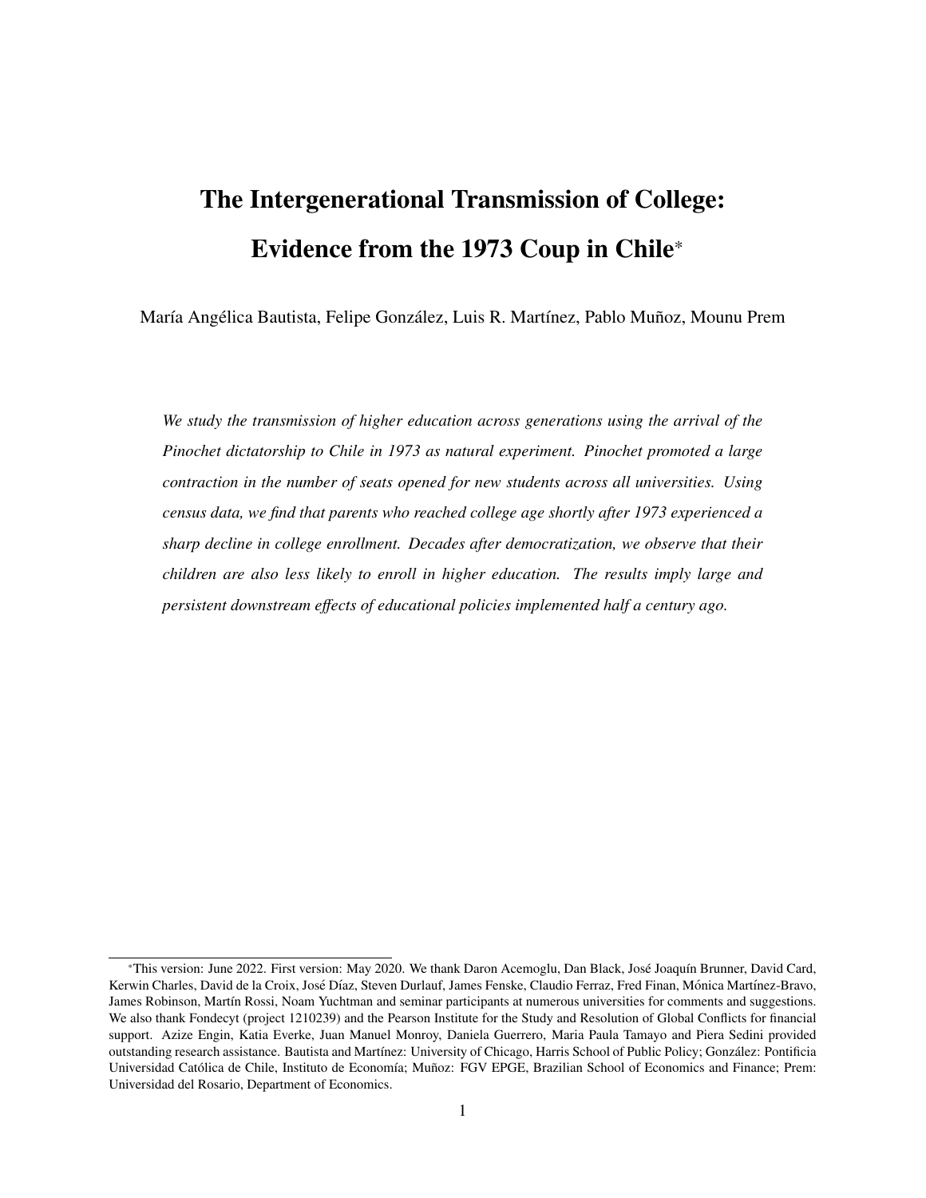# The Intergenerational Transmission of College: Evidence from the 1973 Coup in Chile*

María Angélica Bautista, Felipe González, Luis R. Martínez, Pablo Muñoz, Mounu Prem

*We study the transmission of higher education across generations using the arrival of the Pinochet dictatorship to Chile in 1973 as natural experiment. Pinochet promoted a large contraction in the number of seats opened for new students across all universities. Using census data, we find that parents who reached college age shortly after 1973 experienced a sharp decline in college enrollment. Decades after democratization, we observe that their children are also less likely to enroll in higher education. The results imply large and persistent downstream effects of educational policies implemented half a century ago.*

---

*This version: June 2022. First version: May 2020. We thank Daron Acemoglu, Dan Black, José Joaquín Brunner, David Card, Kerwin Charles, David de la Croix, José Díaz, Steven Durlauf, James Fenske, Claudio Ferraz, Fred Finan, Mónica Martínez-Bravo, James Robinson, Martín Rossi, Noam Yuchtman and seminar participants at numerous universities for comments and suggestions. We also thank Fondecyt (project 1210239) and the Pearson Institute for the Study and Resolution of Global Conflicts for financial support. Azize Engin, Katia Everke, Juan Manuel Monroy, Daniela Guerrero, Maria Paula Tamayo and Piera Sedini provided outstanding research assistance. Bautista and Martínez: University of Chicago, Harris School of Public Policy; González: Pontificia Universidad Católica de Chile, Instituto de Economía; Muñoz: FGV EPGE, Brazilian School of Economics and Finance; Prem: Universidad del Rosario, Department of Economics.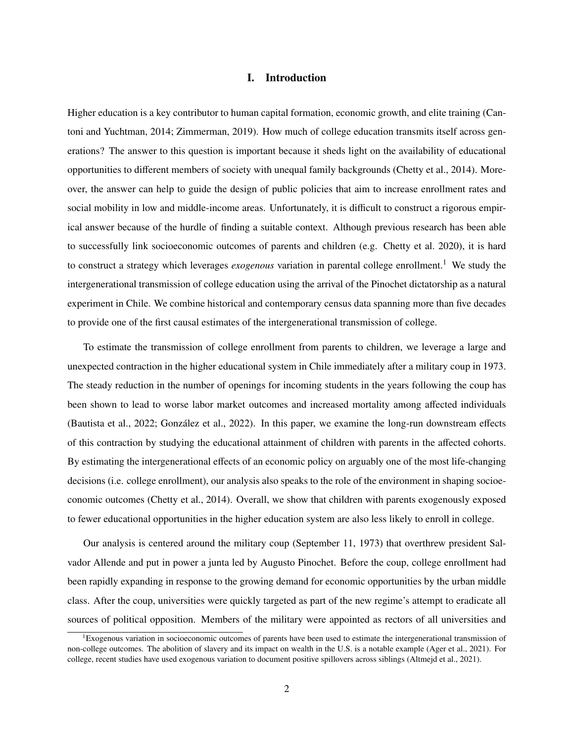# I. Introduction

Higher education is a key contributor to human capital formation, economic growth, and elite training (Cantoni and Yuchtman, 2014; Zimmerman, 2019). How much of college education transmits itself across generations? The answer to this question is important because it sheds light on the availability of educational opportunities to different members of society with unequal family backgrounds (Chetty et al., 2014). Moreover, the answer can help to guide the design of public policies that aim to increase enrollment rates and social mobility in low and middle-income areas. Unfortunately, it is difficult to construct a rigorous empirical answer because of the hurdle of finding a suitable context. Although previous research has been able to successfully link socioeconomic outcomes of parents and children (e.g. Chetty et al. 2020), it is hard to construct a strategy which leverages *exogenous* variation in parental college enrollment.[1] We study the intergenerational transmission of college education using the arrival of the Pinochet dictatorship as a natural experiment in Chile. We combine historical and contemporary census data spanning more than five decades to provide one of the first causal estimates of the intergenerational transmission of college.

To estimate the transmission of college enrollment from parents to children, we leverage a large and unexpected contraction in the higher educational system in Chile immediately after a military coup in 1973. The steady reduction in the number of openings for incoming students in the years following the coup has been shown to lead to worse labor market outcomes and increased mortality among affected individuals (Bautista et al., 2022; González et al., 2022). In this paper, we examine the long-run downstream effects of this contraction by studying the educational attainment of children with parents in the affected cohorts. By estimating the intergenerational effects of an economic policy on arguably one of the most life-changing decisions (i.e. college enrollment), our analysis also speaks to the role of the environment in shaping socioeconomic outcomes (Chetty et al., 2014). Overall, we show that children with parents exogenously exposed to fewer educational opportunities in the higher education system are also less likely to enroll in college.

Our analysis is centered around the military coup (September 11, 1973) that overthrew president Salvador Allende and put in power a junta led by Augusto Pinochet. Before the coup, college enrollment had been rapidly expanding in response to the growing demand for economic opportunities by the urban middle class. After the coup, universities were quickly targeted as part of the new regime's attempt to eradicate all sources of political opposition. Members of the military were appointed as rectors of all universities and

[1] Exogenous variation in socioeconomic outcomes of parents have been used to estimate the intergenerational transmission of non-college outcomes. The abolition of slavery and its impact on wealth in the U.S. is a notable example (Ager et al., 2021). For college, recent studies have used exogenous variation to document positive spillovers across siblings (Altmejd et al., 2021).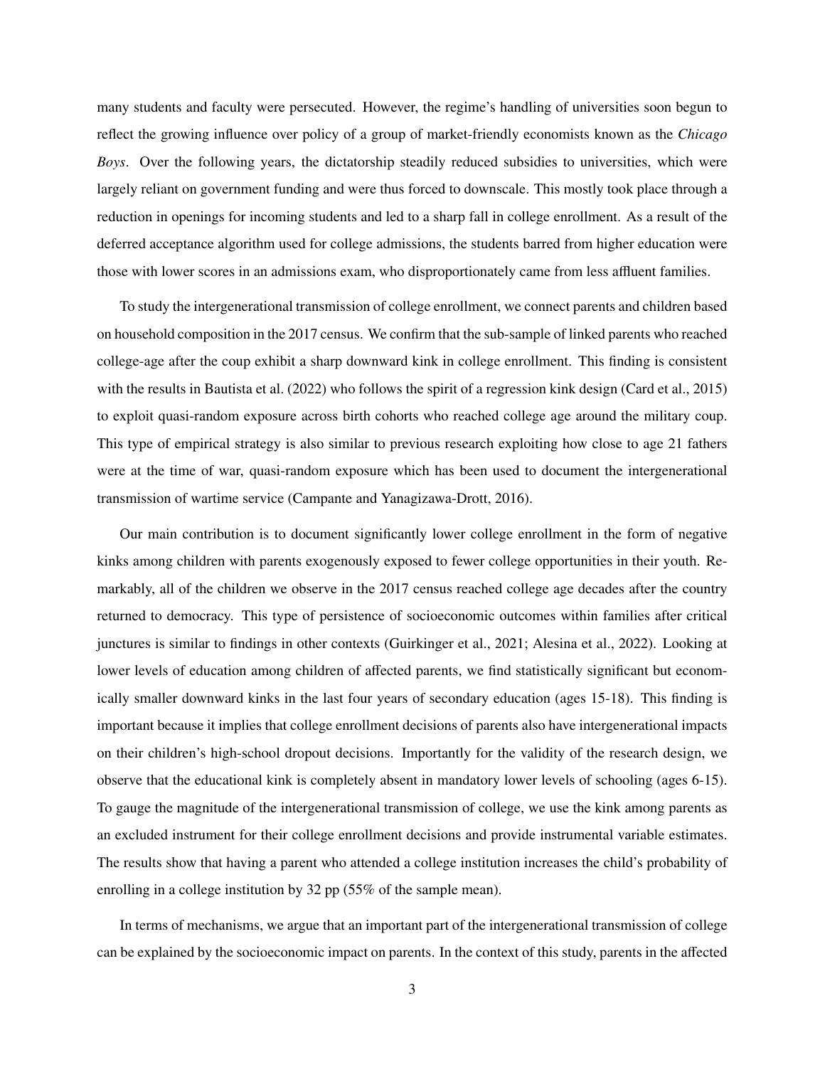many students and faculty were persecuted. However, the regime's handling of universities soon begun to reflect the growing influence over policy of a group of market-friendly economists known as the *Chicago Boys*. Over the following years, the dictatorship steadily reduced subsidies to universities, which were largely reliant on government funding and were thus forced to downscale. This mostly took place through a reduction in openings for incoming students and led to a sharp fall in college enrollment. As a result of the deferred acceptance algorithm used for college admissions, the students barred from higher education were those with lower scores in an admissions exam, who disproportionately came from less affluent families.

To study the intergenerational transmission of college enrollment, we connect parents and children based on household composition in the 2017 census. We confirm that the sub-sample of linked parents who reached college-age after the coup exhibit a sharp downward kink in college enrollment. This finding is consistent with the results in Bautista et al. (2022) who follows the spirit of a regression kink design (Card et al., 2015) to exploit quasi-random exposure across birth cohorts who reached college age around the military coup. This type of empirical strategy is also similar to previous research exploiting how close to age 21 fathers were at the time of war, quasi-random exposure which has been used to document the intergenerational transmission of wartime service (Campante and Yanagizawa-Drott, 2016).

Our main contribution is to document significantly lower college enrollment in the form of negative kinks among children with parents exogenously exposed to fewer college opportunities in their youth. Remarkably, all of the children we observe in the 2017 census reached college age decades after the country returned to democracy. This type of persistence of socioeconomic outcomes within families after critical junctures is similar to findings in other contexts (Guirkinger et al., 2021; Alesina et al., 2022). Looking at lower levels of education among children of affected parents, we find statistically significant but economically smaller downward kinks in the last four years of secondary education (ages 15-18). This finding is important because it implies that college enrollment decisions of parents also have intergenerational impacts on their children's high-school dropout decisions. Importantly for the validity of the research design, we observe that the educational kink is completely absent in mandatory lower levels of schooling (ages 6-15). To gauge the magnitude of the intergenerational transmission of college, we use the kink among parents as an excluded instrument for their college enrollment decisions and provide instrumental variable estimates. The results show that having a parent who attended a college institution increases the child's probability of enrolling in a college institution by 32 pp (55% of the sample mean).

In terms of mechanisms, we argue that an important part of the intergenerational transmission of college can be explained by the socioeconomic impact on parents. In the context of this study, parents in the affected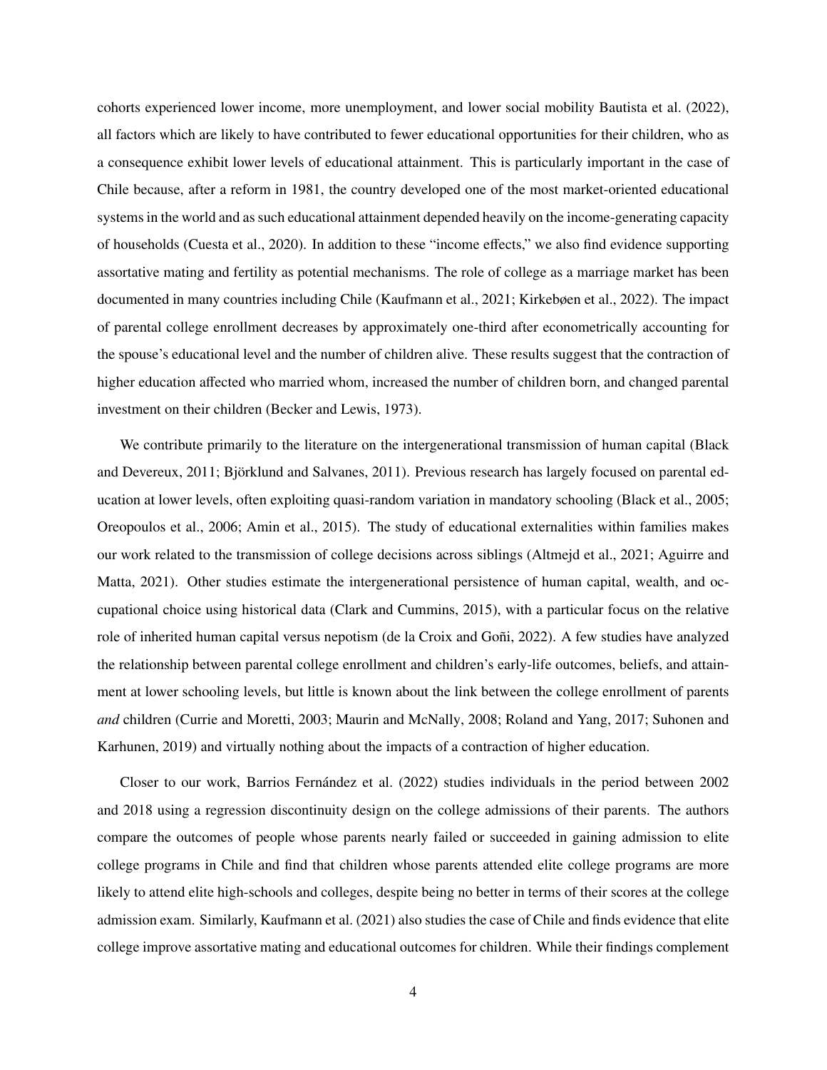cohorts experienced lower income, more unemployment, and lower social mobility Bautista et al. (2022), all factors which are likely to have contributed to fewer educational opportunities for their children, who as a consequence exhibit lower levels of educational attainment. This is particularly important in the case of Chile because, after a reform in 1981, the country developed one of the most market-oriented educational systems in the world and as such educational attainment depended heavily on the income-generating capacity of households (Cuesta et al., 2020). In addition to these "income effects," we also find evidence supporting assortative mating and fertility as potential mechanisms. The role of college as a marriage market has been documented in many countries including Chile (Kaufmann et al., 2021; Kirkebøen et al., 2022). The impact of parental college enrollment decreases by approximately one-third after econometrically accounting for the spouse's educational level and the number of children alive. These results suggest that the contraction of higher education affected who married whom, increased the number of children born, and changed parental investment on their children (Becker and Lewis, 1973).

We contribute primarily to the literature on the intergenerational transmission of human capital (Black and Devereux, 2011; Björklund and Salvanes, 2011). Previous research has largely focused on parental education at lower levels, often exploiting quasi-random variation in mandatory schooling (Black et al., 2005; Oreopoulos et al., 2006; Amin et al., 2015). The study of educational externalities within families makes our work related to the transmission of college decisions across siblings (Altmejd et al., 2021; Aguirre and Matta, 2021). Other studies estimate the intergenerational persistence of human capital, wealth, and occupational choice using historical data (Clark and Cummins, 2015), with a particular focus on the relative role of inherited human capital versus nepotism (de la Croix and Goñi, 2022). A few studies have analyzed the relationship between parental college enrollment and children's early-life outcomes, beliefs, and attainment at lower schooling levels, but little is known about the link between the college enrollment of parents *and* children (Currie and Moretti, 2003; Maurin and McNally, 2008; Roland and Yang, 2017; Suhonen and Karhunen, 2019) and virtually nothing about the impacts of a contraction of higher education.

Closer to our work, Barrios Fernández et al. (2022) studies individuals in the period between 2002 and 2018 using a regression discontinuity design on the college admissions of their parents. The authors compare the outcomes of people whose parents nearly failed or succeeded in gaining admission to elite college programs in Chile and find that children whose parents attended elite college programs are more likely to attend elite high-schools and colleges, despite being no better in terms of their scores at the college admission exam. Similarly, Kaufmann et al. (2021) also studies the case of Chile and finds evidence that elite college improve assortative mating and educational outcomes for children. While their findings complement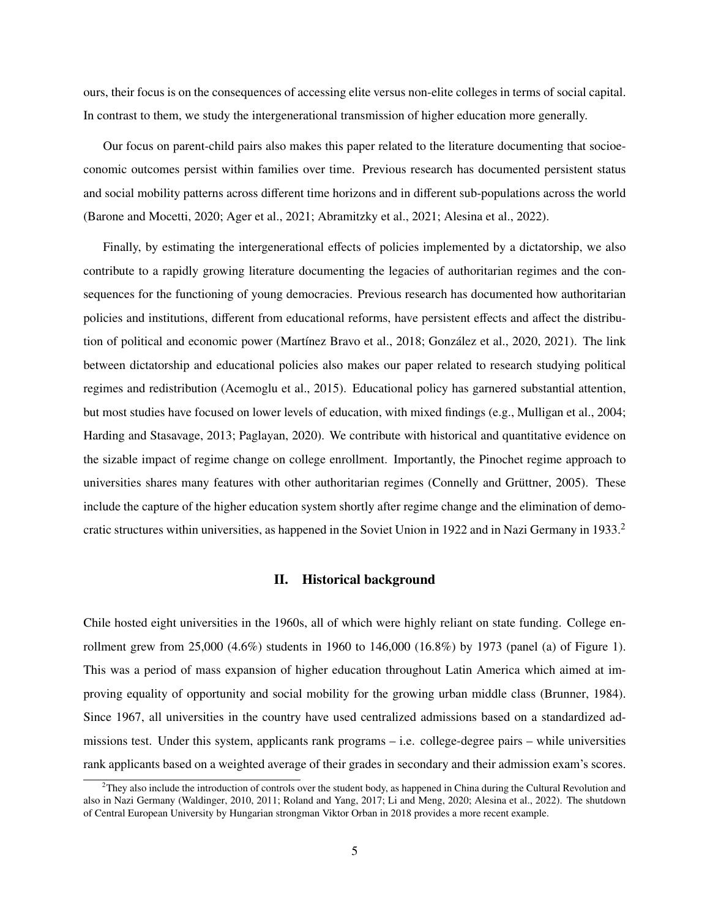ours, their focus is on the consequences of accessing elite versus non-elite colleges in terms of social capital. In contrast to them, we study the intergenerational transmission of higher education more generally.

Our focus on parent-child pairs also makes this paper related to the literature documenting that socioeconomic outcomes persist within families over time. Previous research has documented persistent status and social mobility patterns across different time horizons and in different sub-populations across the world (Barone and Mocetti, 2020; Ager et al., 2021; Abramitzky et al., 2021; Alesina et al., 2022).

Finally, by estimating the intergenerational effects of policies implemented by a dictatorship, we also contribute to a rapidly growing literature documenting the legacies of authoritarian regimes and the consequences for the functioning of young democracies. Previous research has documented how authoritarian policies and institutions, different from educational reforms, have persistent effects and affect the distribution of political and economic power (Martínez Bravo et al., 2018; González et al., 2020, 2021). The link between dictatorship and educational policies also makes our paper related to research studying political regimes and redistribution (Acemoglu et al., 2015). Educational policy has garnered substantial attention, but most studies have focused on lower levels of education, with mixed findings (e.g., Mulligan et al., 2004; Harding and Stasavage, 2013; Paglayan, 2020). We contribute with historical and quantitative evidence on the sizable impact of regime change on college enrollment. Importantly, the Pinochet regime approach to universities shares many features with other authoritarian regimes (Connelly and Grüttner, 2005). These include the capture of the higher education system shortly after regime change and the elimination of democratic structures within universities, as happened in the Soviet Union in 1922 and in Nazi Germany in 1933.[2]

## II. Historical background

Chile hosted eight universities in the 1960s, all of which were highly reliant on state funding. College enrollment grew from 25,000 (4.6%) students in 1960 to 146,000 (16.8%) by 1973 (panel (a) of Figure 1). This was a period of mass expansion of higher education throughout Latin America which aimed at improving equality of opportunity and social mobility for the growing urban middle class (Brunner, 1984). Since 1967, all universities in the country have used centralized admissions based on a standardized admissions test. Under this system, applicants rank programs – i.e. college-degree pairs – while universities rank applicants based on a weighted average of their grades in secondary and their admission exam's scores.

[2] They also include the introduction of controls over the student body, as happened in China during the Cultural Revolution and also in Nazi Germany (Waldinger, 2010, 2011; Roland and Yang, 2017; Li and Meng, 2020; Alesina et al., 2022). The shutdown of Central European University by Hungarian strongman Viktor Orban in 2018 provides a more recent example.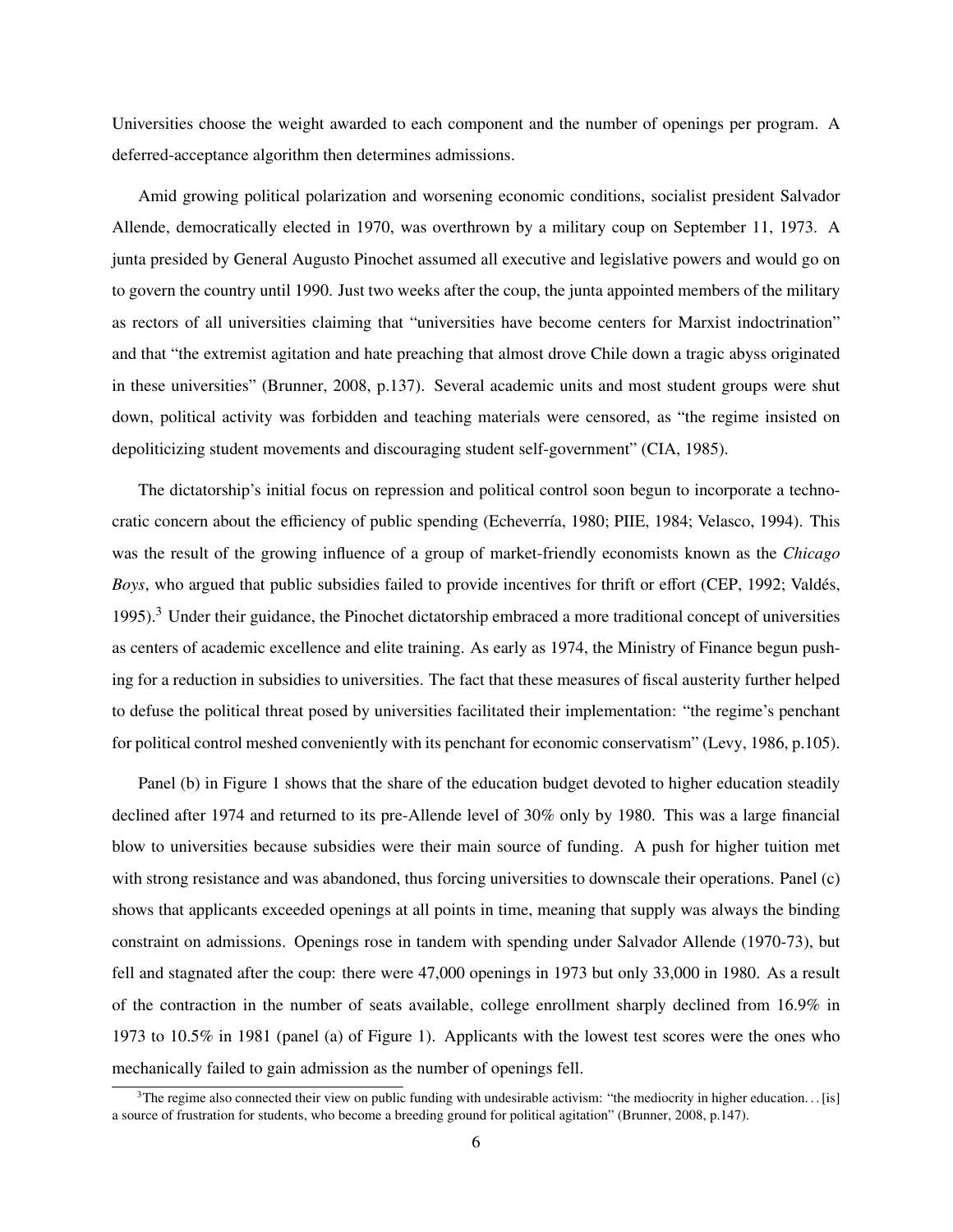Universities choose the weight awarded to each component and the number of openings per program. A deferred-acceptance algorithm then determines admissions.

Amid growing political polarization and worsening economic conditions, socialist president Salvador Allende, democratically elected in 1970, was overthrown by a military coup on September 11, 1973. A junta presided by General Augusto Pinochet assumed all executive and legislative powers and would go on to govern the country until 1990. Just two weeks after the coup, the junta appointed members of the military as rectors of all universities claiming that "universities have become centers for Marxist indoctrination" and that "the extremist agitation and hate preaching that almost drove Chile down a tragic abyss originated in these universities" (Brunner, 2008, p.137). Several academic units and most student groups were shut down, political activity was forbidden and teaching materials were censored, as "the regime insisted on depoliticizing student movements and discouraging student self-government" (CIA, 1985).

The dictatorship's initial focus on repression and political control soon begun to incorporate a technocratic concern about the efficiency of public spending (Echeverría, 1980; PIIE, 1984; Velasco, 1994). This was the result of the growing influence of a group of market-friendly economists known as the *Chicago Boys*, who argued that public subsidies failed to provide incentives for thrift or effort (CEP, 1992; Valdés, 1995).[3] Under their guidance, the Pinochet dictatorship embraced a more traditional concept of universities as centers of academic excellence and elite training. As early as 1974, the Ministry of Finance begun pushing for a reduction in subsidies to universities. The fact that these measures of fiscal austerity further helped to defuse the political threat posed by universities facilitated their implementation: "the regime's penchant for political control meshed conveniently with its penchant for economic conservatism" (Levy, 1986, p.105).

Panel (b) in Figure 1 shows that the share of the education budget devoted to higher education steadily declined after 1974 and returned to its pre-Allende level of 30% only by 1980. This was a large financial blow to universities because subsidies were their main source of funding. A push for higher tuition met with strong resistance and was abandoned, thus forcing universities to downscale their operations. Panel (c) shows that applicants exceeded openings at all points in time, meaning that supply was always the binding constraint on admissions. Openings rose in tandem with spending under Salvador Allende (1970-73), but fell and stagnated after the coup: there were 47,000 openings in 1973 but only 33,000 in 1980. As a result of the contraction in the number of seats available, college enrollment sharply declined from 16.9% in 1973 to 10.5% in 1981 (panel (a) of Figure 1). Applicants with the lowest test scores were the ones who mechanically failed to gain admission as the number of openings fell.

[3] The regime also connected their view on public funding with undesirable activism: "the mediocrity in higher education. . . [is] a source of frustration for students, who become a breeding ground for political agitation" (Brunner, 2008, p.147).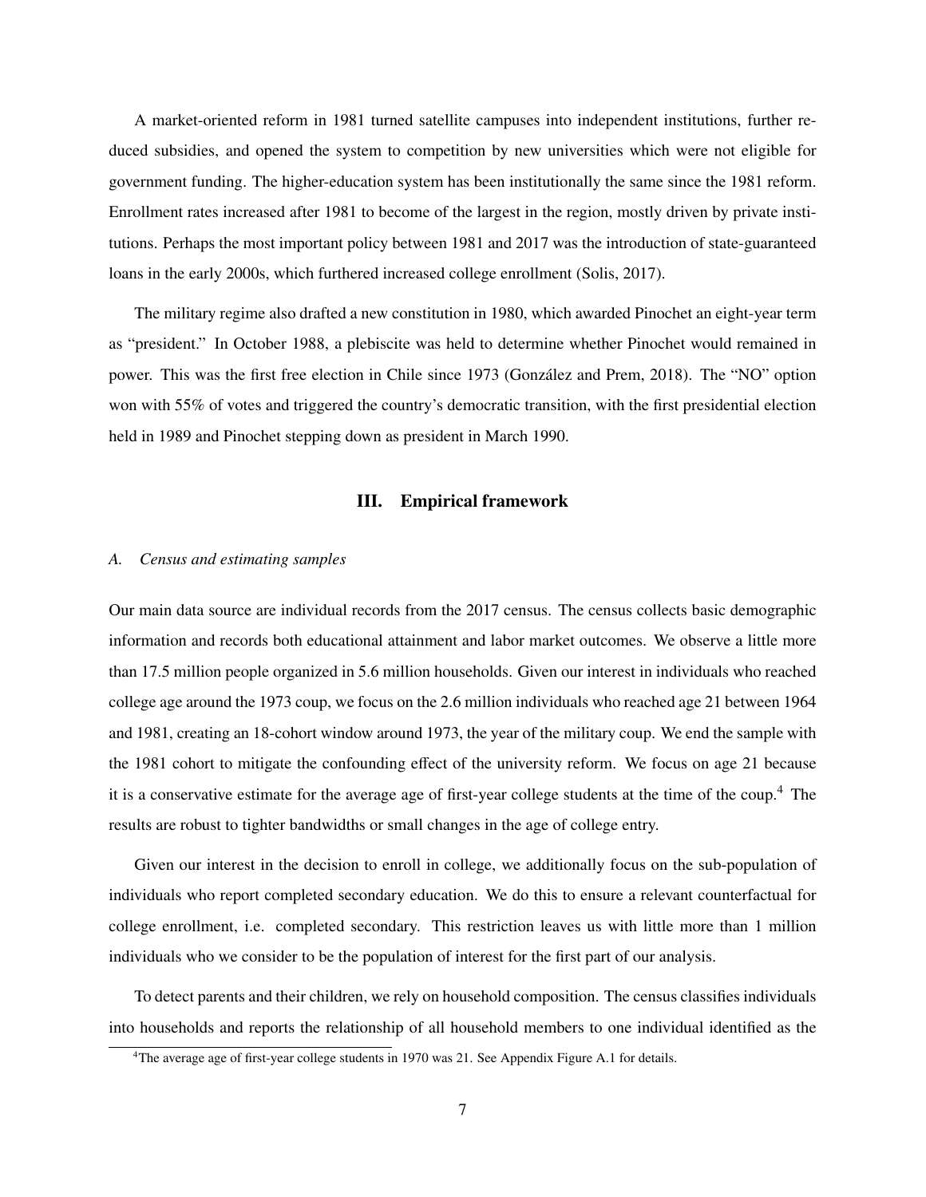A market-oriented reform in 1981 turned satellite campuses into independent institutions, further reduced subsidies, and opened the system to competition by new universities which were not eligible for government funding. The higher-education system has been institutionally the same since the 1981 reform. Enrollment rates increased after 1981 to become of the largest in the region, mostly driven by private institutions. Perhaps the most important policy between 1981 and 2017 was the introduction of state-guaranteed loans in the early 2000s, which furthered increased college enrollment (Solis, 2017).

The military regime also drafted a new constitution in 1980, which awarded Pinochet an eight-year term as "president." In October 1988, a plebiscite was held to determine whether Pinochet would remained in power. This was the first free election in Chile since 1973 (González and Prem, 2018). The "NO" option won with 55% of votes and triggered the country's democratic transition, with the first presidential election held in 1989 and Pinochet stepping down as president in March 1990.

## III. Empirical framework

### *A. Census and estimating samples*

Our main data source are individual records from the 2017 census. The census collects basic demographic information and records both educational attainment and labor market outcomes. We observe a little more than 17.5 million people organized in 5.6 million households. Given our interest in individuals who reached college age around the 1973 coup, we focus on the 2.6 million individuals who reached age 21 between 1964 and 1981, creating an 18-cohort window around 1973, the year of the military coup. We end the sample with the 1981 cohort to mitigate the confounding effect of the university reform. We focus on age 21 because it is a conservative estimate for the average age of first-year college students at the time of the coup.[4] The results are robust to tighter bandwidths or small changes in the age of college entry.

Given our interest in the decision to enroll in college, we additionally focus on the sub-population of individuals who report completed secondary education. We do this to ensure a relevant counterfactual for college enrollment, i.e. completed secondary. This restriction leaves us with little more than 1 million individuals who we consider to be the population of interest for the first part of our analysis.

To detect parents and their children, we rely on household composition. The census classifies individuals into households and reports the relationship of all household members to one individual identified as the

[4]The average age of first-year college students in 1970 was 21. See Appendix Figure A.1 for details.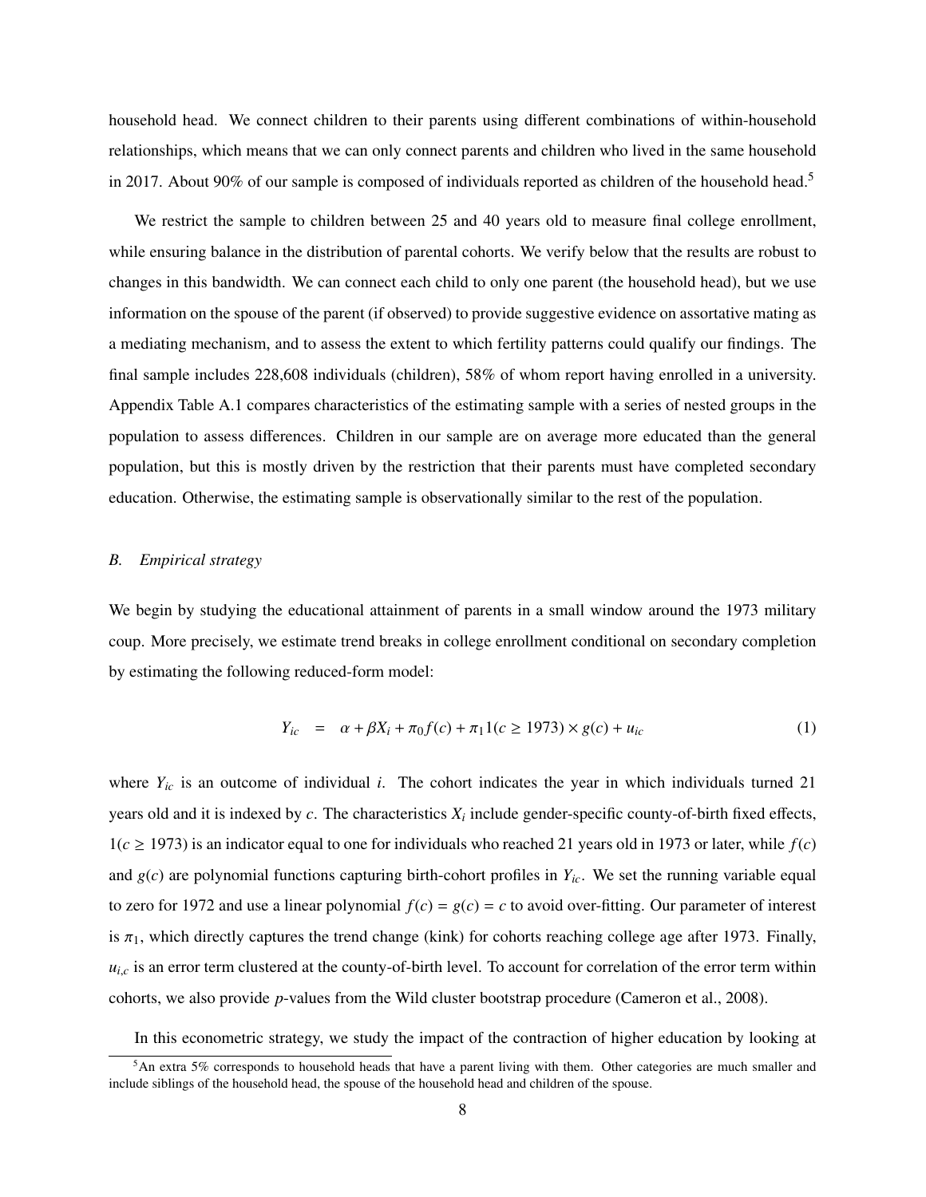household head. We connect children to their parents using different combinations of within-household relationships, which means that we can only connect parents and children who lived in the same household in 2017. About 90% of our sample is composed of individuals reported as children of the household head.[5]

We restrict the sample to children between 25 and 40 years old to measure final college enrollment, while ensuring balance in the distribution of parental cohorts. We verify below that the results are robust to changes in this bandwidth. We can connect each child to only one parent (the household head), but we use information on the spouse of the parent (if observed) to provide suggestive evidence on assortative mating as a mediating mechanism, and to assess the extent to which fertility patterns could qualify our findings. The final sample includes 228,608 individuals (children), 58% of whom report having enrolled in a university. Appendix Table A.1 compares characteristics of the estimating sample with a series of nested groups in the population to assess differences. Children in our sample are on average more educated than the general population, but this is mostly driven by the restriction that their parents must have completed secondary education. Otherwise, the estimating sample is observationally similar to the rest of the population.

### *B. Empirical strategy*

We begin by studying the educational attainment of parents in a small window around the 1973 military coup. More precisely, we estimate trend breaks in college enrollment conditional on secondary completion by estimating the following reduced-form model:

$$Y_{ic} \quad = \quad \alpha + \beta X_i + \pi_0 f(c) + \pi_1 1(c \geq 1973) \times g(c) + u_{ic} \tag{1}$$

where $Y_{ic}$ is an outcome of individual $i$. The cohort indicates the year in which individuals turned 21 years old and it is indexed by $c$. The characteristics $X_i$ include gender-specific county-of-birth fixed effects, $1(c \geq 1973)$ is an indicator equal to one for individuals who reached 21 years old in 1973 or later, while $f(c)$ and $g(c)$ are polynomial functions capturing birth-cohort profiles in $Y_{ic}$. We set the running variable equal to zero for 1972 and use a linear polynomial $f(c) = g(c) = c$ to avoid over-fitting. Our parameter of interest is $\pi_1$, which directly captures the trend change (kink) for cohorts reaching college age after 1973. Finally, $u_{i,c}$ is an error term clustered at the county-of-birth level. To account for correlation of the error term within cohorts, we also provide $p$-values from the Wild cluster bootstrap procedure (Cameron et al., 2008).

In this econometric strategy, we study the impact of the contraction of higher education by looking at

[5] An extra 5% corresponds to household heads that have a parent living with them. Other categories are much smaller and include siblings of the household head, the spouse of the household head and children of the spouse.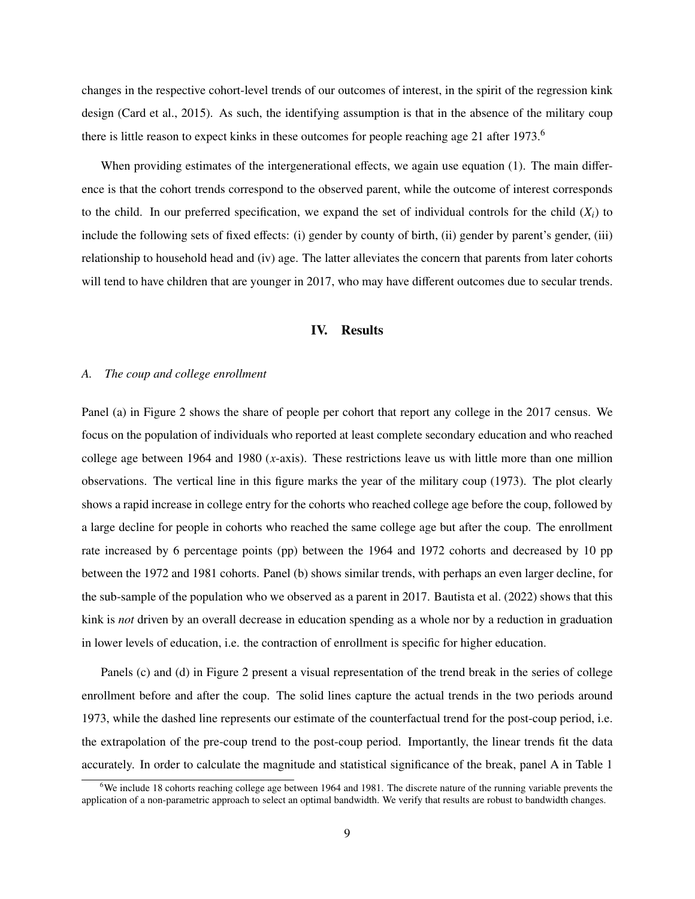changes in the respective cohort-level trends of our outcomes of interest, in the spirit of the regression kink design (Card et al., 2015). As such, the identifying assumption is that in the absence of the military coup there is little reason to expect kinks in these outcomes for people reaching age 21 after 1973.[6]

When providing estimates of the intergenerational effects, we again use equation (1). The main difference is that the cohort trends correspond to the observed parent, while the outcome of interest corresponds to the child. In our preferred specification, we expand the set of individual controls for the child ($X_i$) to include the following sets of fixed effects: (i) gender by county of birth, (ii) gender by parent's gender, (iii) relationship to household head and (iv) age. The latter alleviates the concern that parents from later cohorts will tend to have children that are younger in 2017, who may have different outcomes due to secular trends.

## IV. Results

### *A. The coup and college enrollment*

Panel (a) in Figure 2 shows the share of people per cohort that report any college in the 2017 census. We focus on the population of individuals who reported at least complete secondary education and who reached college age between 1964 and 1980 (*x*-axis). These restrictions leave us with little more than one million observations. The vertical line in this figure marks the year of the military coup (1973). The plot clearly shows a rapid increase in college entry for the cohorts who reached college age before the coup, followed by a large decline for people in cohorts who reached the same college age but after the coup. The enrollment rate increased by 6 percentage points (pp) between the 1964 and 1972 cohorts and decreased by 10 pp between the 1972 and 1981 cohorts. Panel (b) shows similar trends, with perhaps an even larger decline, for the sub-sample of the population who we observed as a parent in 2017. Bautista et al. (2022) shows that this kink is *not* driven by an overall decrease in education spending as a whole nor by a reduction in graduation in lower levels of education, i.e. the contraction of enrollment is specific for higher education.

Panels (c) and (d) in Figure 2 present a visual representation of the trend break in the series of college enrollment before and after the coup. The solid lines capture the actual trends in the two periods around 1973, while the dashed line represents our estimate of the counterfactual trend for the post-coup period, i.e. the extrapolation of the pre-coup trend to the post-coup period. Importantly, the linear trends fit the data accurately. In order to calculate the magnitude and statistical significance of the break, panel A in Table 1

[6] We include 18 cohorts reaching college age between 1964 and 1981. The discrete nature of the running variable prevents the application of a non-parametric approach to select an optimal bandwidth. We verify that results are robust to bandwidth changes.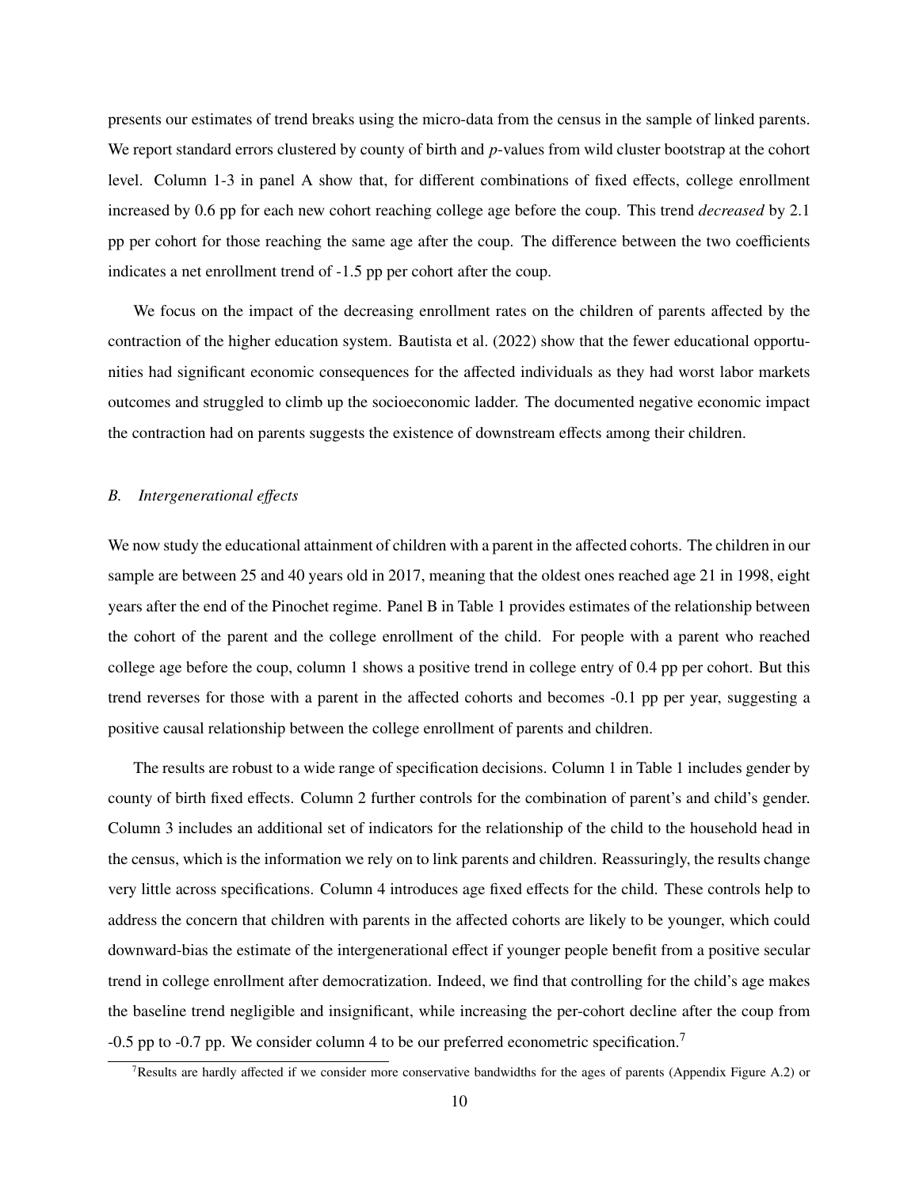presents our estimates of trend breaks using the micro-data from the census in the sample of linked parents. We report standard errors clustered by county of birth and $p$-values from wild cluster bootstrap at the cohort level. Column 1-3 in panel A show that, for different combinations of fixed effects, college enrollment increased by 0.6 pp for each new cohort reaching college age before the coup. This trend *decreased* by 2.1 pp per cohort for those reaching the same age after the coup. The difference between the two coefficients indicates a net enrollment trend of -1.5 pp per cohort after the coup.

We focus on the impact of the decreasing enrollment rates on the children of parents affected by the contraction of the higher education system. Bautista et al. (2022) show that the fewer educational opportunities had significant economic consequences for the affected individuals as they had worst labor markets outcomes and struggled to climb up the socioeconomic ladder. The documented negative economic impact the contraction had on parents suggests the existence of downstream effects among their children.

### *B. Intergenerational effects*

We now study the educational attainment of children with a parent in the affected cohorts. The children in our sample are between 25 and 40 years old in 2017, meaning that the oldest ones reached age 21 in 1998, eight years after the end of the Pinochet regime. Panel B in Table 1 provides estimates of the relationship between the cohort of the parent and the college enrollment of the child. For people with a parent who reached college age before the coup, column 1 shows a positive trend in college entry of 0.4 pp per cohort. But this trend reverses for those with a parent in the affected cohorts and becomes -0.1 pp per year, suggesting a positive causal relationship between the college enrollment of parents and children.

The results are robust to a wide range of specification decisions. Column 1 in Table 1 includes gender by county of birth fixed effects. Column 2 further controls for the combination of parent's and child's gender. Column 3 includes an additional set of indicators for the relationship of the child to the household head in the census, which is the information we rely on to link parents and children. Reassuringly, the results change very little across specifications. Column 4 introduces age fixed effects for the child. These controls help to address the concern that children with parents in the affected cohorts are likely to be younger, which could downward-bias the estimate of the intergenerational effect if younger people benefit from a positive secular trend in college enrollment after democratization. Indeed, we find that controlling for the child's age makes the baseline trend negligible and insignificant, while increasing the per-cohort decline after the coup from -0.5 pp to -0.7 pp. We consider column 4 to be our preferred econometric specification.[7]

[7] Results are hardly affected if we consider more conservative bandwidths for the ages of parents (Appendix Figure A.2) or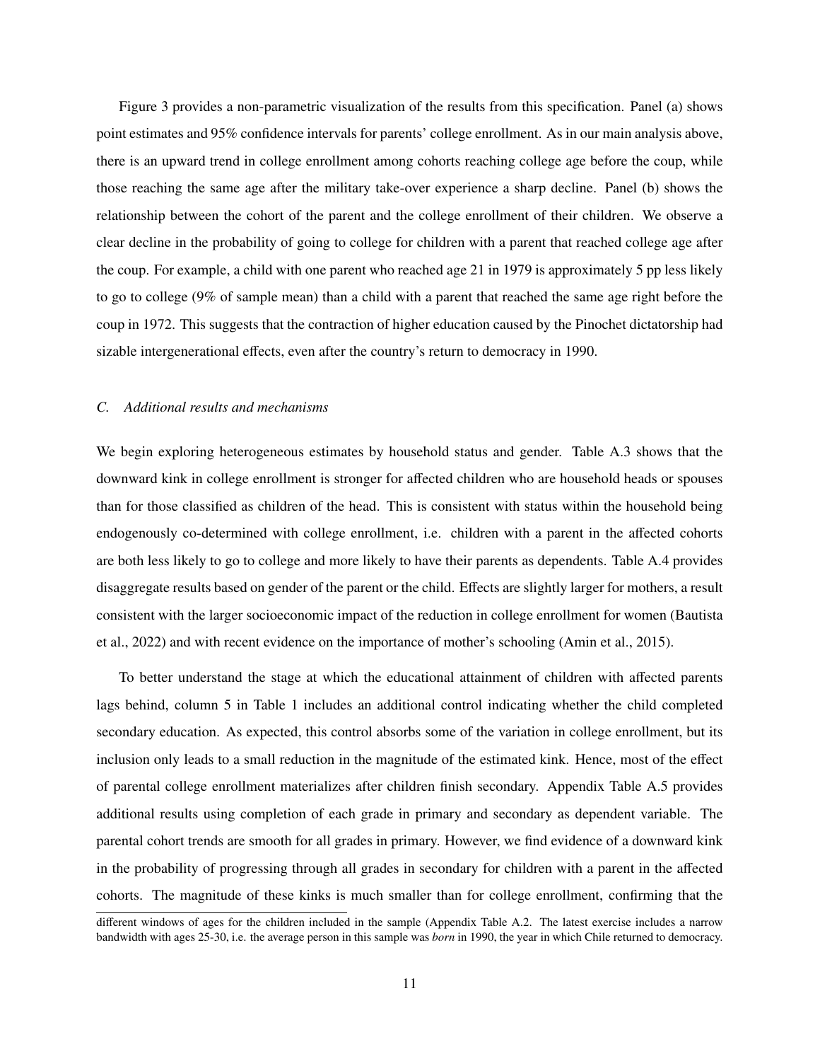Figure 3 provides a non-parametric visualization of the results from this specification. Panel (a) shows point estimates and 95% confidence intervals for parents' college enrollment. As in our main analysis above, there is an upward trend in college enrollment among cohorts reaching college age before the coup, while those reaching the same age after the military take-over experience a sharp decline. Panel (b) shows the relationship between the cohort of the parent and the college enrollment of their children. We observe a clear decline in the probability of going to college for children with a parent that reached college age after the coup. For example, a child with one parent who reached age 21 in 1979 is approximately 5 pp less likely to go to college (9% of sample mean) than a child with a parent that reached the same age right before the coup in 1972. This suggests that the contraction of higher education caused by the Pinochet dictatorship had sizable intergenerational effects, even after the country's return to democracy in 1990.

### *C. Additional results and mechanisms*

We begin exploring heterogeneous estimates by household status and gender. Table A.3 shows that the downward kink in college enrollment is stronger for affected children who are household heads or spouses than for those classified as children of the head. This is consistent with status within the household being endogenously co-determined with college enrollment, i.e. children with a parent in the affected cohorts are both less likely to go to college and more likely to have their parents as dependents. Table A.4 provides disaggregate results based on gender of the parent or the child. Effects are slightly larger for mothers, a result consistent with the larger socioeconomic impact of the reduction in college enrollment for women (Bautista et al., 2022) and with recent evidence on the importance of mother's schooling (Amin et al., 2015).

To better understand the stage at which the educational attainment of children with affected parents lags behind, column 5 in Table 1 includes an additional control indicating whether the child completed secondary education. As expected, this control absorbs some of the variation in college enrollment, but its inclusion only leads to a small reduction in the magnitude of the estimated kink. Hence, most of the effect of parental college enrollment materializes after children finish secondary. Appendix Table A.5 provides additional results using completion of each grade in primary and secondary as dependent variable. The parental cohort trends are smooth for all grades in primary. However, we find evidence of a downward kink in the probability of progressing through all grades in secondary for children with a parent in the affected cohorts. The magnitude of these kinks is much smaller than for college enrollment, confirming that the

different windows of ages for the children included in the sample (Appendix Table A.2. The latest exercise includes a narrow bandwidth with ages 25-30, i.e. the average person in this sample was *born* in 1990, the year in which Chile returned to democracy.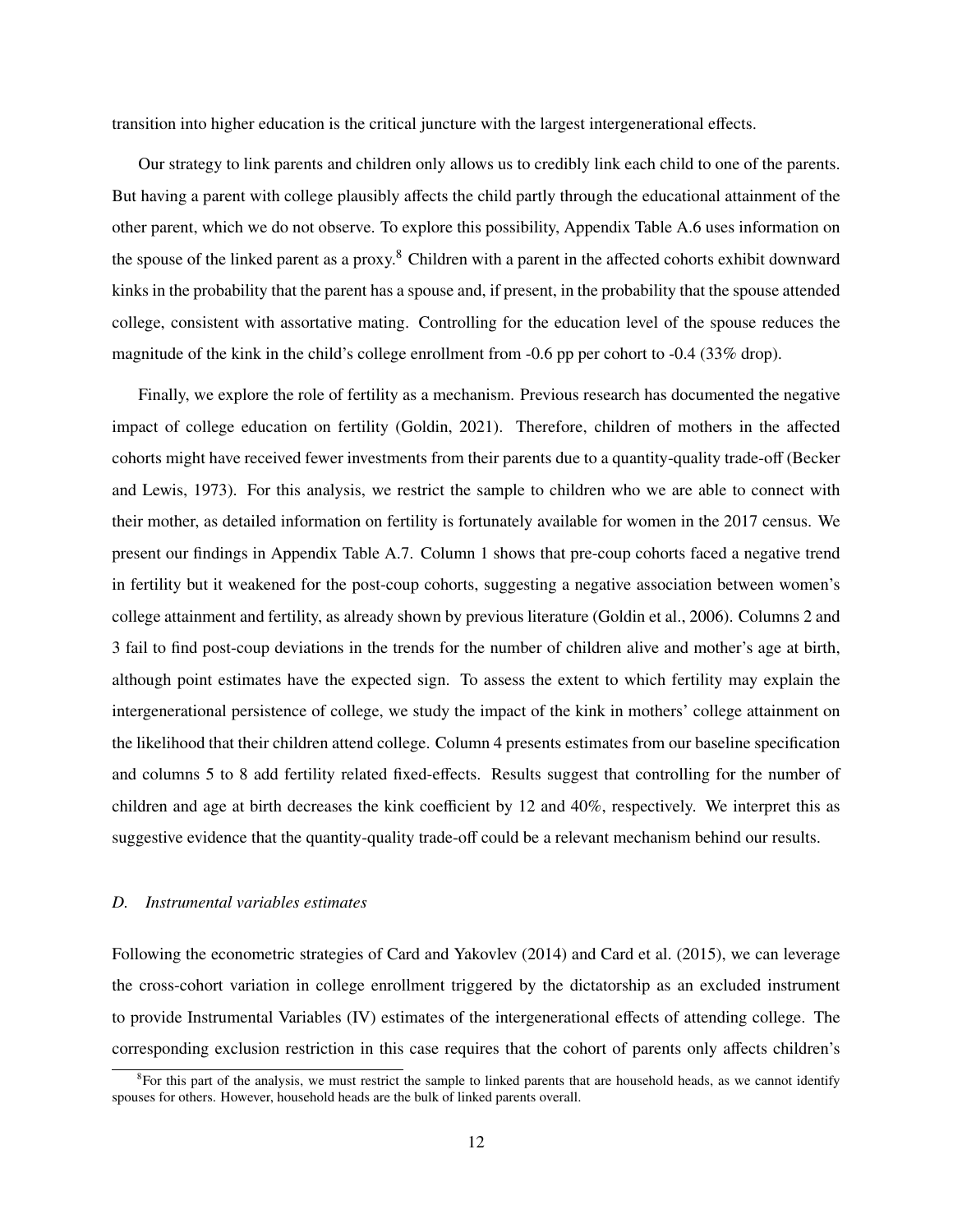transition into higher education is the critical juncture with the largest intergenerational effects.

Our strategy to link parents and children only allows us to credibly link each child to one of the parents. But having a parent with college plausibly affects the child partly through the educational attainment of the other parent, which we do not observe. To explore this possibility, Appendix Table A.6 uses information on the spouse of the linked parent as a proxy.[8] Children with a parent in the affected cohorts exhibit downward kinks in the probability that the parent has a spouse and, if present, in the probability that the spouse attended college, consistent with assortative mating. Controlling for the education level of the spouse reduces the magnitude of the kink in the child's college enrollment from -0.6 pp per cohort to -0.4 (33% drop).

Finally, we explore the role of fertility as a mechanism. Previous research has documented the negative impact of college education on fertility (Goldin, 2021). Therefore, children of mothers in the affected cohorts might have received fewer investments from their parents due to a quantity-quality trade-off (Becker and Lewis, 1973). For this analysis, we restrict the sample to children who we are able to connect with their mother, as detailed information on fertility is fortunately available for women in the 2017 census. We present our findings in Appendix Table A.7. Column 1 shows that pre-coup cohorts faced a negative trend in fertility but it weakened for the post-coup cohorts, suggesting a negative association between women's college attainment and fertility, as already shown by previous literature (Goldin et al., 2006). Columns 2 and 3 fail to find post-coup deviations in the trends for the number of children alive and mother's age at birth, although point estimates have the expected sign. To assess the extent to which fertility may explain the intergenerational persistence of college, we study the impact of the kink in mothers' college attainment on the likelihood that their children attend college. Column 4 presents estimates from our baseline specification and columns 5 to 8 add fertility related fixed-effects. Results suggest that controlling for the number of children and age at birth decreases the kink coefficient by 12 and 40%, respectively. We interpret this as suggestive evidence that the quantity-quality trade-off could be a relevant mechanism behind our results.

### *D. Instrumental variables estimates*

Following the econometric strategies of Card and Yakovlev (2014) and Card et al. (2015), we can leverage the cross-cohort variation in college enrollment triggered by the dictatorship as an excluded instrument to provide Instrumental Variables (IV) estimates of the intergenerational effects of attending college. The corresponding exclusion restriction in this case requires that the cohort of parents only affects children's

[8] For this part of the analysis, we must restrict the sample to linked parents that are household heads, as we cannot identify spouses for others. However, household heads are the bulk of linked parents overall.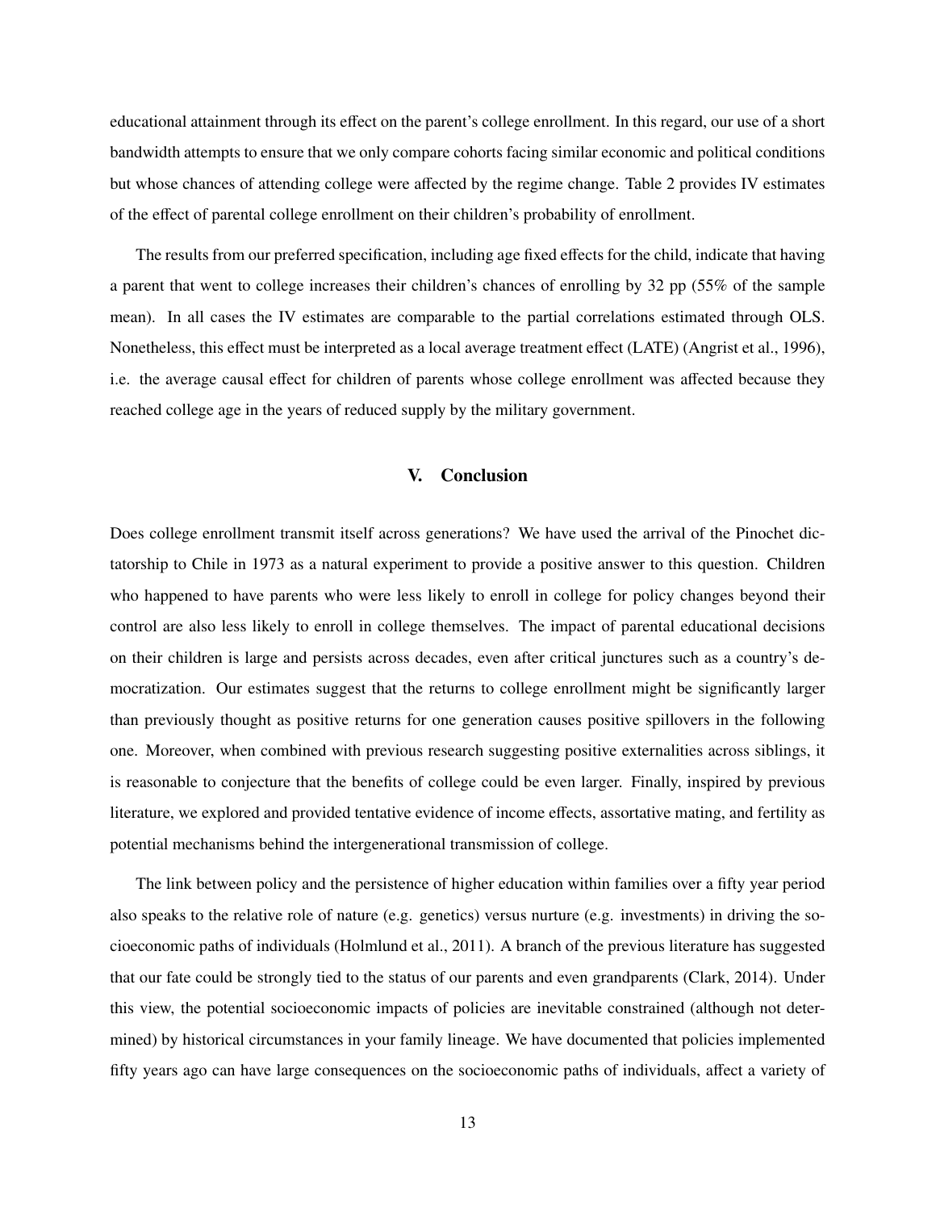educational attainment through its effect on the parent's college enrollment. In this regard, our use of a short bandwidth attempts to ensure that we only compare cohorts facing similar economic and political conditions but whose chances of attending college were affected by the regime change. Table 2 provides IV estimates of the effect of parental college enrollment on their children's probability of enrollment.

The results from our preferred specification, including age fixed effects for the child, indicate that having a parent that went to college increases their children's chances of enrolling by 32 pp (55% of the sample mean). In all cases the IV estimates are comparable to the partial correlations estimated through OLS. Nonetheless, this effect must be interpreted as a local average treatment effect (LATE) (Angrist et al., 1996), i.e. the average causal effect for children of parents whose college enrollment was affected because they reached college age in the years of reduced supply by the military government.

## V. Conclusion

Does college enrollment transmit itself across generations? We have used the arrival of the Pinochet dictatorship to Chile in 1973 as a natural experiment to provide a positive answer to this question. Children who happened to have parents who were less likely to enroll in college for policy changes beyond their control are also less likely to enroll in college themselves. The impact of parental educational decisions on their children is large and persists across decades, even after critical junctures such as a country's democratization. Our estimates suggest that the returns to college enrollment might be significantly larger than previously thought as positive returns for one generation causes positive spillovers in the following one. Moreover, when combined with previous research suggesting positive externalities across siblings, it is reasonable to conjecture that the benefits of college could be even larger. Finally, inspired by previous literature, we explored and provided tentative evidence of income effects, assortative mating, and fertility as potential mechanisms behind the intergenerational transmission of college.

The link between policy and the persistence of higher education within families over a fifty year period also speaks to the relative role of nature (e.g. genetics) versus nurture (e.g. investments) in driving the socioeconomic paths of individuals (Holmlund et al., 2011). A branch of the previous literature has suggested that our fate could be strongly tied to the status of our parents and even grandparents (Clark, 2014). Under this view, the potential socioeconomic impacts of policies are inevitable constrained (although not determined) by historical circumstances in your family lineage. We have documented that policies implemented fifty years ago can have large consequences on the socioeconomic paths of individuals, affect a variety of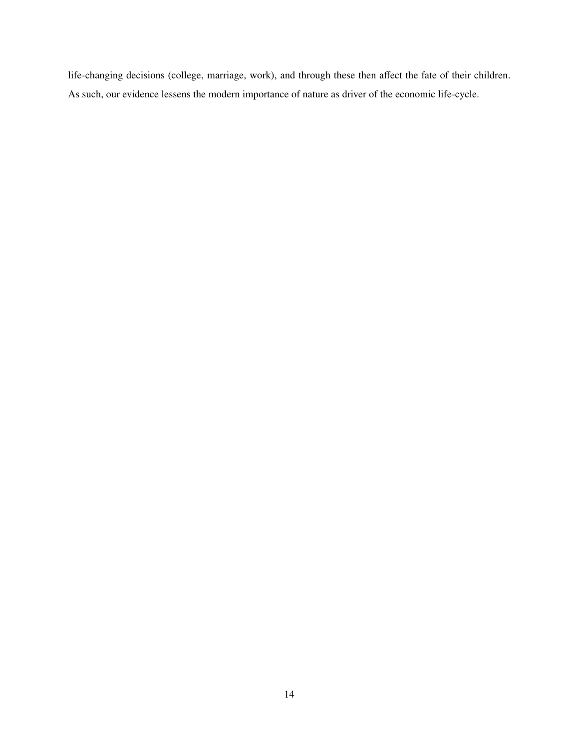life-changing decisions (college, marriage, work), and through these then affect the fate of their children. As such, our evidence lessens the modern importance of nature as driver of the economic life-cycle.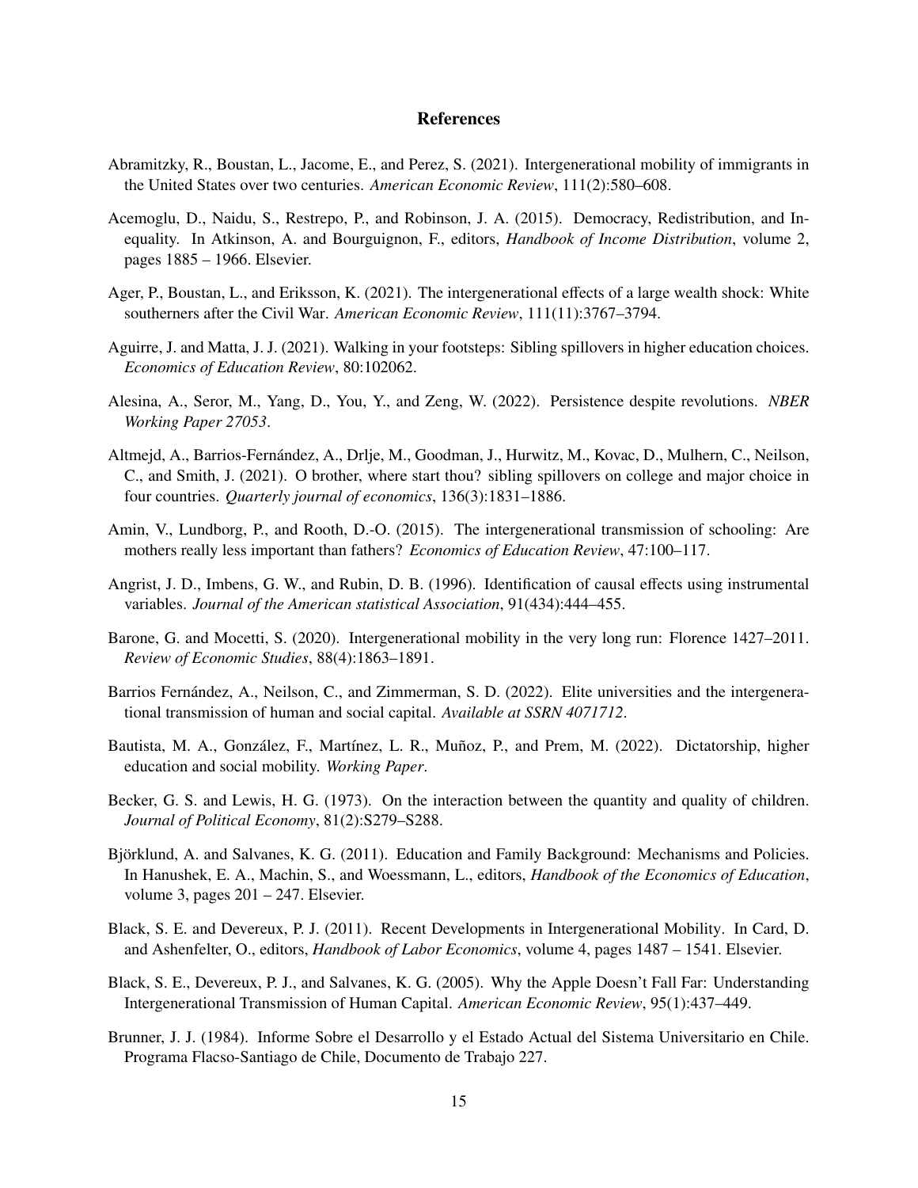## References

Abramitzky, R., Boustan, L., Jacome, E., and Perez, S. (2021). Intergenerational mobility of immigrants in the United States over two centuries. *American Economic Review*, 111(2):580–608.

Acemoglu, D., Naidu, S., Restrepo, P., and Robinson, J. A. (2015). Democracy, Redistribution, and Inequality. In Atkinson, A. and Bourguignon, F., editors, *Handbook of Income Distribution*, volume 2, pages 1885 – 1966. Elsevier.

Ager, P., Boustan, L., and Eriksson, K. (2021). The intergenerational effects of a large wealth shock: White southerners after the Civil War. *American Economic Review*, 111(11):3767–3794.

Aguirre, J. and Matta, J. J. (2021). Walking in your footsteps: Sibling spillovers in higher education choices. *Economics of Education Review*, 80:102062.

Alesina, A., Seror, M., Yang, D., You, Y., and Zeng, W. (2022). Persistence despite revolutions. *NBER Working Paper 27053*.

Altmejd, A., Barrios-Fernández, A., Drlje, M., Goodman, J., Hurwitz, M., Kovac, D., Mulhern, C., Neilson, C., and Smith, J. (2021). O brother, where start thou? sibling spillovers on college and major choice in four countries. *Quarterly journal of economics*, 136(3):1831–1886.

Amin, V., Lundborg, P., and Rooth, D.-O. (2015). The intergenerational transmission of schooling: Are mothers really less important than fathers? *Economics of Education Review*, 47:100–117.

Angrist, J. D., Imbens, G. W., and Rubin, D. B. (1996). Identification of causal effects using instrumental variables. *Journal of the American statistical Association*, 91(434):444–455.

Barone, G. and Mocetti, S. (2020). Intergenerational mobility in the very long run: Florence 1427–2011. *Review of Economic Studies*, 88(4):1863–1891.

Barrios Fernández, A., Neilson, C., and Zimmerman, S. D. (2022). Elite universities and the intergenerational transmission of human and social capital. *Available at SSRN 4071712*.

Bautista, M. A., González, F., Martínez, L. R., Muñoz, P., and Prem, M. (2022). Dictatorship, higher education and social mobility. *Working Paper*.

Becker, G. S. and Lewis, H. G. (1973). On the interaction between the quantity and quality of children. *Journal of Political Economy*, 81(2):S279–S288.

Björklund, A. and Salvanes, K. G. (2011). Education and Family Background: Mechanisms and Policies. In Hanushek, E. A., Machin, S., and Woessmann, L., editors, *Handbook of the Economics of Education*, volume 3, pages 201 – 247. Elsevier.

Black, S. E. and Devereux, P. J. (2011). Recent Developments in Intergenerational Mobility. In Card, D. and Ashenfelter, O., editors, *Handbook of Labor Economics*, volume 4, pages 1487 – 1541. Elsevier.

Black, S. E., Devereux, P. J., and Salvanes, K. G. (2005). Why the Apple Doesn't Fall Far: Understanding Intergenerational Transmission of Human Capital. *American Economic Review*, 95(1):437–449.

Brunner, J. J. (1984). Informe Sobre el Desarrollo y el Estado Actual del Sistema Universitario en Chile. Programa Flacso-Santiago de Chile, Documento de Trabajo 227.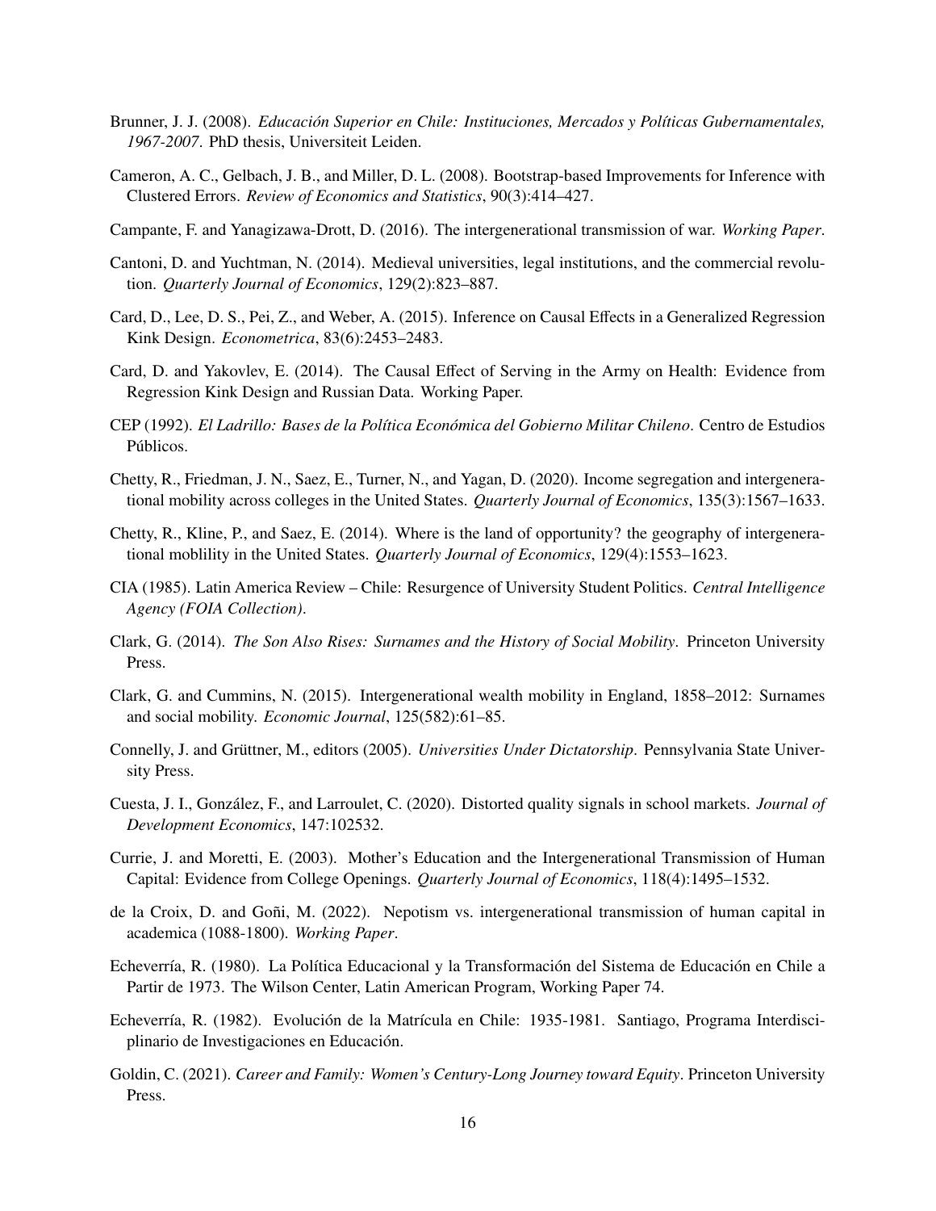Brunner, J. J. (2008). *Educación Superior en Chile: Instituciones, Mercados y Políticas Gubernamentales, 1967-2007*. PhD thesis, Universiteit Leiden.

Cameron, A. C., Gelbach, J. B., and Miller, D. L. (2008). Bootstrap-based Improvements for Inference with Clustered Errors. *Review of Economics and Statistics*, 90(3):414–427.

Campante, F. and Yanagizawa-Drott, D. (2016). The intergenerational transmission of war. *Working Paper*.

Cantoni, D. and Yuchtman, N. (2014). Medieval universities, legal institutions, and the commercial revolution. *Quarterly Journal of Economics*, 129(2):823–887.

Card, D., Lee, D. S., Pei, Z., and Weber, A. (2015). Inference on Causal Effects in a Generalized Regression Kink Design. *Econometrica*, 83(6):2453–2483.

Card, D. and Yakovlev, E. (2014). The Causal Effect of Serving in the Army on Health: Evidence from Regression Kink Design and Russian Data. Working Paper.

CEP (1992). *El Ladrillo: Bases de la Política Económica del Gobierno Militar Chileno*. Centro de Estudios Públicos.

Chetty, R., Friedman, J. N., Saez, E., Turner, N., and Yagan, D. (2020). Income segregation and intergenerational mobility across colleges in the United States. *Quarterly Journal of Economics*, 135(3):1567–1633.

Chetty, R., Kline, P., and Saez, E. (2014). Where is the land of opportunity? the geography of intergenerational moblility in the United States. *Quarterly Journal of Economics*, 129(4):1553–1623.

CIA (1985). Latin America Review – Chile: Resurgence of University Student Politics. *Central Intelligence Agency (FOIA Collection)*.

Clark, G. (2014). *The Son Also Rises: Surnames and the History of Social Mobility*. Princeton University Press.

Clark, G. and Cummins, N. (2015). Intergenerational wealth mobility in England, 1858–2012: Surnames and social mobility. *Economic Journal*, 125(582):61–85.

Connelly, J. and Grüttner, M., editors (2005). *Universities Under Dictatorship*. Pennsylvania State University Press.

Cuesta, J. I., González, F., and Larroulet, C. (2020). Distorted quality signals in school markets. *Journal of Development Economics*, 147:102532.

Currie, J. and Moretti, E. (2003). Mother's Education and the Intergenerational Transmission of Human Capital: Evidence from College Openings. *Quarterly Journal of Economics*, 118(4):1495–1532.

de la Croix, D. and Goñi, M. (2022). Nepotism vs. intergenerational transmission of human capital in academica (1088-1800). *Working Paper*.

Echeverría, R. (1980). La Política Educacional y la Transformación del Sistema de Educación en Chile a Partir de 1973. The Wilson Center, Latin American Program, Working Paper 74.

Echeverría, R. (1982). Evolución de la Matrícula en Chile: 1935-1981. Santiago, Programa Interdisciplinario de Investigaciones en Educación.

Goldin, C. (2021). *Career and Family: Women's Century-Long Journey toward Equity*. Princeton University Press.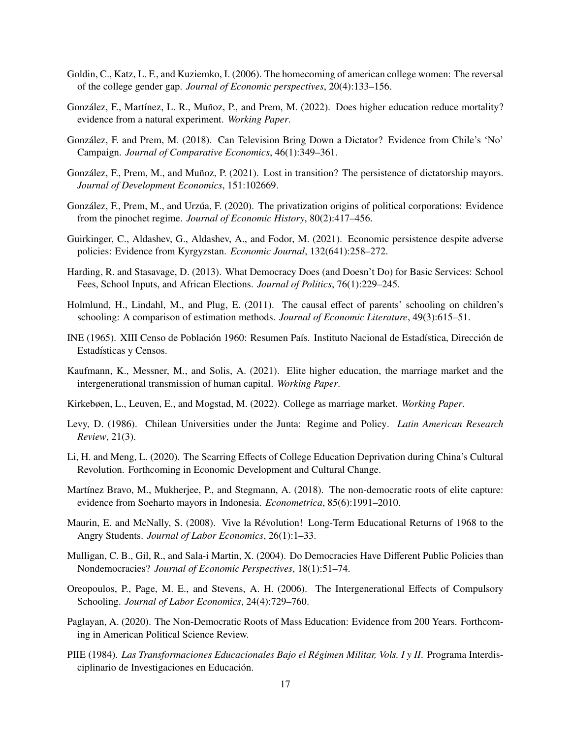Goldin, C., Katz, L. F., and Kuziemko, I. (2006). The homecoming of american college women: The reversal of the college gender gap. *Journal of Economic perspectives*, 20(4):133–156.

González, F., Martínez, L. R., Muñoz, P., and Prem, M. (2022). Does higher education reduce mortality? evidence from a natural experiment. *Working Paper*.

González, F. and Prem, M. (2018). Can Television Bring Down a Dictator? Evidence from Chile's 'No' Campaign. *Journal of Comparative Economics*, 46(1):349–361.

González, F., Prem, M., and Muñoz, P. (2021). Lost in transition? The persistence of dictatorship mayors. *Journal of Development Economics*, 151:102669.

González, F., Prem, M., and Urzúa, F. (2020). The privatization origins of political corporations: Evidence from the pinochet regime. *Journal of Economic History*, 80(2):417–456.

Guirkinger, C., Aldashev, G., Aldashev, A., and Fodor, M. (2021). Economic persistence despite adverse policies: Evidence from Kyrgyzstan. *Economic Journal*, 132(641):258–272.

Harding, R. and Stasavage, D. (2013). What Democracy Does (and Doesn't Do) for Basic Services: School Fees, School Inputs, and African Elections. *Journal of Politics*, 76(1):229–245.

Holmlund, H., Lindahl, M., and Plug, E. (2011). The causal effect of parents' schooling on children's schooling: A comparison of estimation methods. *Journal of Economic Literature*, 49(3):615–51.

INE (1965). XIII Censo de Población 1960: Resumen País. Instituto Nacional de Estadística, Dirección de Estadísticas y Censos.

Kaufmann, K., Messner, M., and Solis, A. (2021). Elite higher education, the marriage market and the intergenerational transmission of human capital. *Working Paper*.

Kirkebøen, L., Leuven, E., and Mogstad, M. (2022). College as marriage market. *Working Paper*.

Levy, D. (1986). Chilean Universities under the Junta: Regime and Policy. *Latin American Research Review*, 21(3).

Li, H. and Meng, L. (2020). The Scarring Effects of College Education Deprivation during China's Cultural Revolution. Forthcoming in Economic Development and Cultural Change.

Martínez Bravo, M., Mukherjee, P., and Stegmann, A. (2018). The non-democratic roots of elite capture: evidence from Soeharto mayors in Indonesia. *Econometrica*, 85(6):1991–2010.

Maurin, E. and McNally, S. (2008). Vive la Révolution! Long-Term Educational Returns of 1968 to the Angry Students. *Journal of Labor Economics*, 26(1):1–33.

Mulligan, C. B., Gil, R., and Sala-i Martin, X. (2004). Do Democracies Have Different Public Policies than Nondemocracies? *Journal of Economic Perspectives*, 18(1):51–74.

Oreopoulos, P., Page, M. E., and Stevens, A. H. (2006). The Intergenerational Effects of Compulsory Schooling. *Journal of Labor Economics*, 24(4):729–760.

Paglayan, A. (2020). The Non-Democratic Roots of Mass Education: Evidence from 200 Years. Forthcoming in American Political Science Review.

PIIE (1984). *Las Transformaciones Educacionales Bajo el Régimen Militar, Vols. I y II*. Programa Interdisciplinario de Investigaciones en Educación.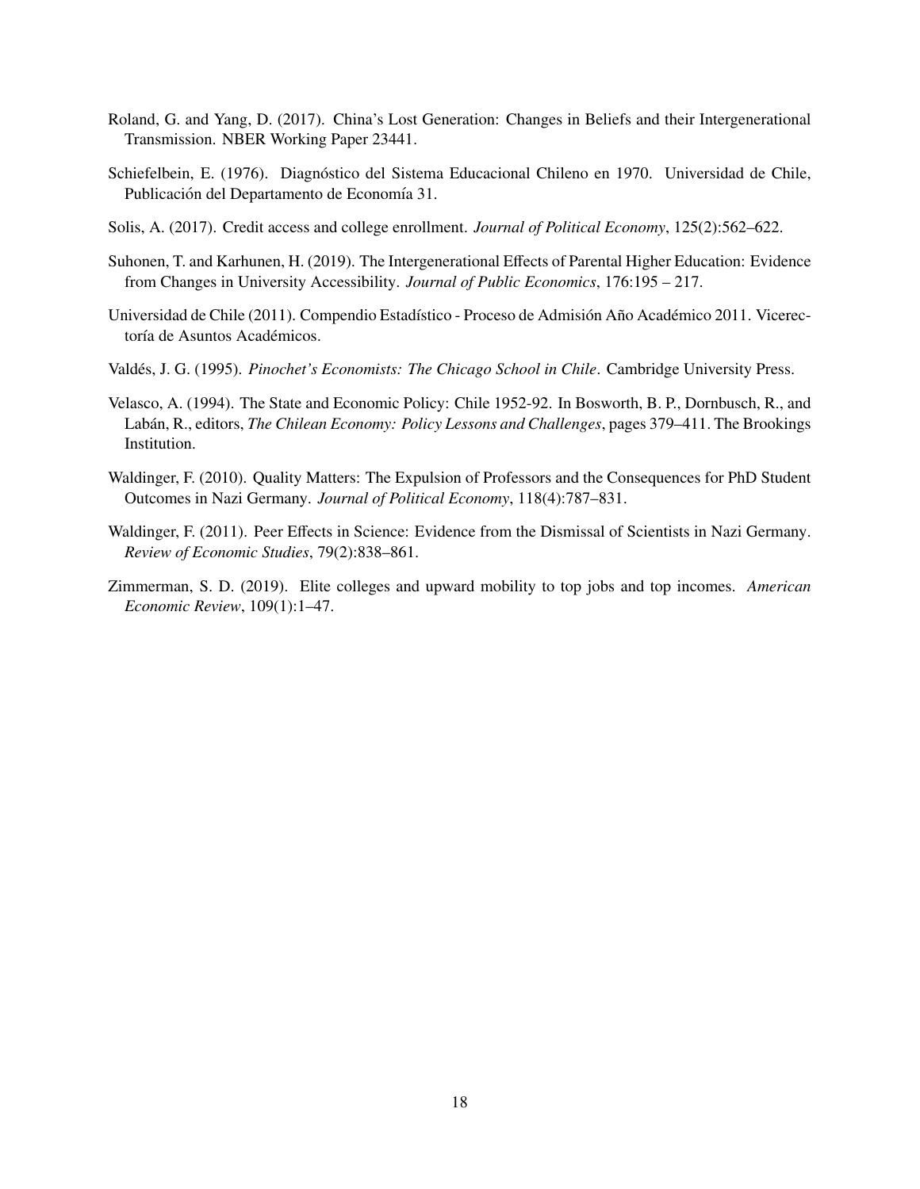Roland, G. and Yang, D. (2017). China's Lost Generation: Changes in Beliefs and their Intergenerational Transmission. NBER Working Paper 23441.

Schiefelbein, E. (1976). Diagnóstico del Sistema Educacional Chileno en 1970. Universidad de Chile, Publicación del Departamento de Economía 31.

Solis, A. (2017). Credit access and college enrollment. *Journal of Political Economy*, 125(2):562–622.

Suhonen, T. and Karhunen, H. (2019). The Intergenerational Effects of Parental Higher Education: Evidence from Changes in University Accessibility. *Journal of Public Economics*, 176:195 – 217.

Universidad de Chile (2011). Compendio Estadístico - Proceso de Admisión Año Académico 2011. Vicerectoría de Asuntos Académicos.

Valdés, J. G. (1995). *Pinochet's Economists: The Chicago School in Chile*. Cambridge University Press.

Velasco, A. (1994). The State and Economic Policy: Chile 1952-92. In Bosworth, B. P., Dornbusch, R., and Labán, R., editors, *The Chilean Economy: Policy Lessons and Challenges*, pages 379–411. The Brookings Institution.

Waldinger, F. (2010). Quality Matters: The Expulsion of Professors and the Consequences for PhD Student Outcomes in Nazi Germany. *Journal of Political Economy*, 118(4):787–831.

Waldinger, F. (2011). Peer Effects in Science: Evidence from the Dismissal of Scientists in Nazi Germany. *Review of Economic Studies*, 79(2):838–861.

Zimmerman, S. D. (2019). Elite colleges and upward mobility to top jobs and top incomes. *American Economic Review*, 109(1):1–47.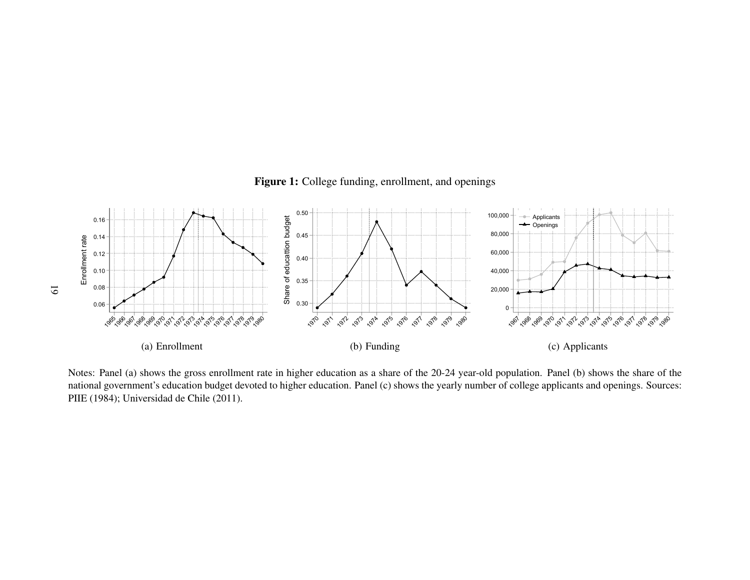**Figure 1:** College funding, enrollment, and openings

(a) Enrollment

(b) Funding

(c) Applicants

Notes: Panel (a) shows the gross enrollment rate in higher education as a share of the 20-24 year-old population. Panel (b) shows the share of the national government's education budget devoted to higher education. Panel (c) shows the yearly number of college applicants and openings. Sources: PIIE (1984); Universidad de Chile (2011).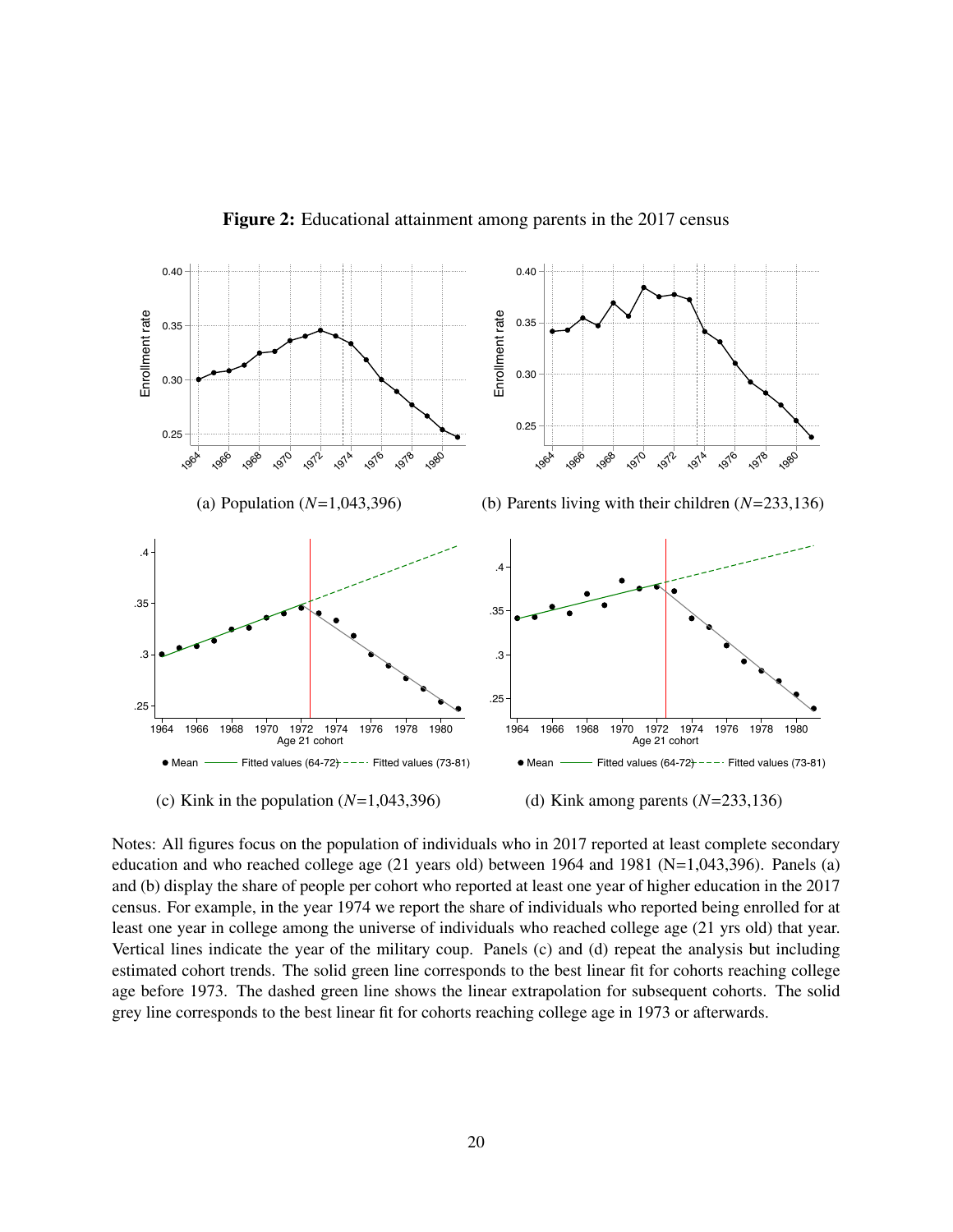**Figure 2:** Educational attainment among parents in the 2017 census

(a) Population ($N$=1,043,396)

(b) Parents living with their children ($N$=233,136)

(c) Kink in the population ($N$=1,043,396)

(d) Kink among parents ($N$=233,136)

Notes: All figures focus on the population of individuals who in 2017 reported at least complete secondary education and who reached college age (21 years old) between 1964 and 1981 (N=1,043,396). Panels (a) and (b) display the share of people per cohort who reported at least one year of higher education in the 2017 census. For example, in the year 1974 we report the share of individuals who reported being enrolled for at least one year in college among the universe of individuals who reached college age (21 yrs old) that year. Vertical lines indicate the year of the military coup. Panels (c) and (d) repeat the analysis but including estimated cohort trends. The solid green line corresponds to the best linear fit for cohorts reaching college age before 1973. The dashed green line shows the linear extrapolation for subsequent cohorts. The solid grey line corresponds to the best linear fit for cohorts reaching college age in 1973 or afterwards.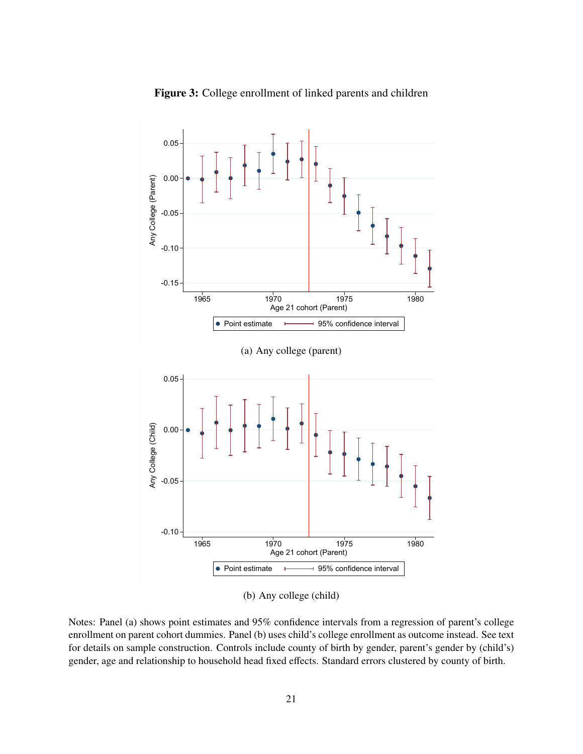**Figure 3:** College enrollment of linked parents and children

(a) Any college (parent)

(b) Any college (child)

Notes: Panel (a) shows point estimates and 95% confidence intervals from a regression of parent's college enrollment on parent cohort dummies. Panel (b) uses child's college enrollment as outcome instead. See text for details on sample construction. Controls include county of birth by gender, parent's gender by (child's) gender, age and relationship to household head fixed effects. Standard errors clustered by county of birth.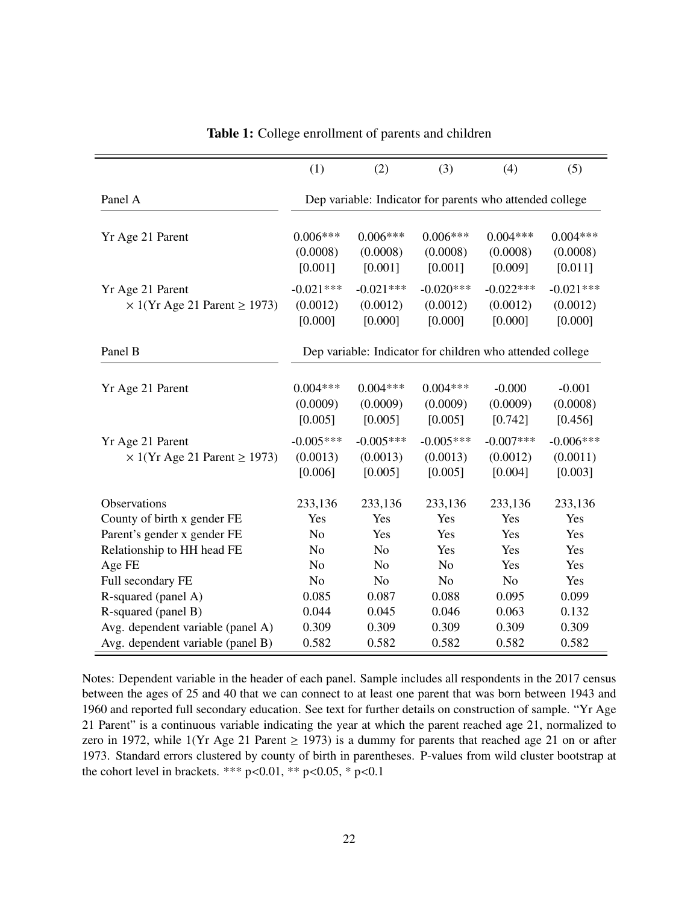**Table 1:** College enrollment of parents and children

| | (1) | (2) | (3) | (4) | (5) |
|---|---|---|---|---|---|
| Panel A | Dep variable: Indicator for parents who attended college | | | | |
| Yr Age 21 Parent | 0.006*** | 0.006*** | 0.006*** | 0.004*** | 0.004*** |
| | (0.0008) | (0.0008) | (0.0008) | (0.0008) | (0.0008) |
| | [0.001] | [0.001] | [0.001] | [0.009] | [0.011] |
| Yr Age 21 Parent $\times$ 1(Yr Age 21 Parent $\geq$ 1973) | -0.021*** | -0.021*** | -0.020*** | -0.022*** | -0.021*** |
| | (0.0012) | (0.0012) | (0.0012) | (0.0012) | (0.0012) |
| | [0.000] | [0.000] | [0.000] | [0.000] | [0.000] |
| Panel B | Dep variable: Indicator for children who attended college | | | | |
| Yr Age 21 Parent | 0.004*** | 0.004*** | 0.004*** | -0.000 | -0.001 |
| | (0.0009) | (0.0009) | (0.0009) | (0.0009) | (0.0008) |
| | [0.005] | [0.005] | [0.005] | [0.742] | [0.456] |
| Yr Age 21 Parent $\times$ 1(Yr Age 21 Parent $\geq$ 1973) | -0.005*** | -0.005*** | -0.005*** | -0.007*** | -0.006*** |
| | (0.0013) | (0.0013) | (0.0013) | (0.0012) | (0.0011) |
| | [0.006] | [0.005] | [0.005] | [0.004] | [0.003] |
| Observations | 233,136 | 233,136 | 233,136 | 233,136 | 233,136 |
| County of birth x gender FE | Yes | Yes | Yes | Yes | Yes |
| Parent's gender x gender FE | No | Yes | Yes | Yes | Yes |
| Relationship to HH head FE | No | No | Yes | Yes | Yes |
| Age FE | No | No | No | Yes | Yes |
| Full secondary FE | No | No | No | No | Yes |
| R-squared (panel A) | 0.085 | 0.087 | 0.088 | 0.095 | 0.099 |
| R-squared (panel B) | 0.044 | 0.045 | 0.046 | 0.063 | 0.132 |
| Avg. dependent variable (panel A) | 0.309 | 0.309 | 0.309 | 0.309 | 0.309 |
| Avg. dependent variable (panel B) | 0.582 | 0.582 | 0.582 | 0.582 | 0.582 |

Notes: Dependent variable in the header of each panel. Sample includes all respondents in the 2017 census between the ages of 25 and 40 that we can connect to at least one parent that was born between 1943 and 1960 and reported full secondary education. See text for further details on construction of sample. "Yr Age 21 Parent" is a continuous variable indicating the year at which the parent reached age 21, normalized to zero in 1972, while 1(Yr Age 21 Parent $\geq$ 1973) is a dummy for parents that reached age 21 on or after 1973. Standard errors clustered by county of birth in parentheses. P-values from wild cluster bootstrap at the cohort level in brackets. *** $p<0.01$, ** $p<0.05$, * $p<0.1$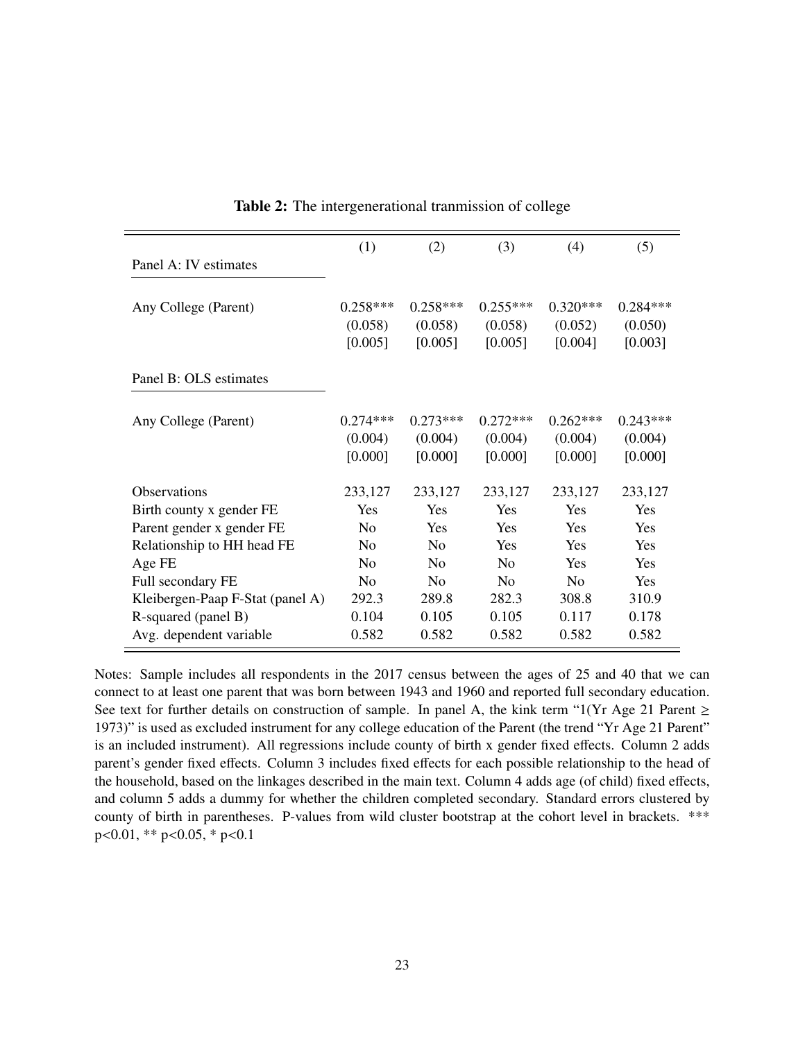**Table 2:** The intergenerational tranmission of college

| | (1) | (2) | (3) | (4) | (5) |
|---|---|---|---|---|---|
| Panel A: IV estimates | | | | | |
| Any College (Parent) | 0.258*** | 0.258*** | 0.255*** | 0.320*** | 0.284*** |
| | (0.058) | (0.058) | (0.058) | (0.052) | (0.050) |
| | [0.005] | [0.005] | [0.005] | [0.004] | [0.003] |
| Panel B: OLS estimates | | | | | |
| Any College (Parent) | 0.274*** | 0.273*** | 0.272*** | 0.262*** | 0.243*** |
| | (0.004) | (0.004) | (0.004) | (0.004) | (0.004) |
| | [0.000] | [0.000] | [0.000] | [0.000] | [0.000] |
| Observations | 233,127 | 233,127 | 233,127 | 233,127 | 233,127 |
| Birth county x gender FE | Yes | Yes | Yes | Yes | Yes |
| Parent gender x gender FE | No | Yes | Yes | Yes | Yes |
| Relationship to HH head FE | No | No | Yes | Yes | Yes |
| Age FE | No | No | No | Yes | Yes |
| Full secondary FE | No | No | No | No | Yes |
| Kleibergen-Paap F-Stat (panel A) | 292.3 | 289.8 | 282.3 | 308.8 | 310.9 |
| R-squared (panel B) | 0.104 | 0.105 | 0.105 | 0.117 | 0.178 |
| Avg. dependent variable | 0.582 | 0.582 | 0.582 | 0.582 | 0.582 |

Notes: Sample includes all respondents in the 2017 census between the ages of 25 and 40 that we can connect to at least one parent that was born between 1943 and 1960 and reported full secondary education. See text for further details on construction of sample. In panel A, the kink term "1(Yr Age 21 Parent $\geq$ 1973)" is used as excluded instrument for any college education of the Parent (the trend "Yr Age 21 Parent" is an included instrument). All regressions include county of birth x gender fixed effects. Column 2 adds parent's gender fixed effects. Column 3 includes fixed effects for each possible relationship to the head of the household, based on the linkages described in the main text. Column 4 adds age (of child) fixed effects, and column 5 adds a dummy for whether the children completed secondary. Standard errors clustered by county of birth in parentheses. P-values from wild cluster bootstrap at the cohort level in brackets. *** p<0.01, ** p<0.05, * p<0.1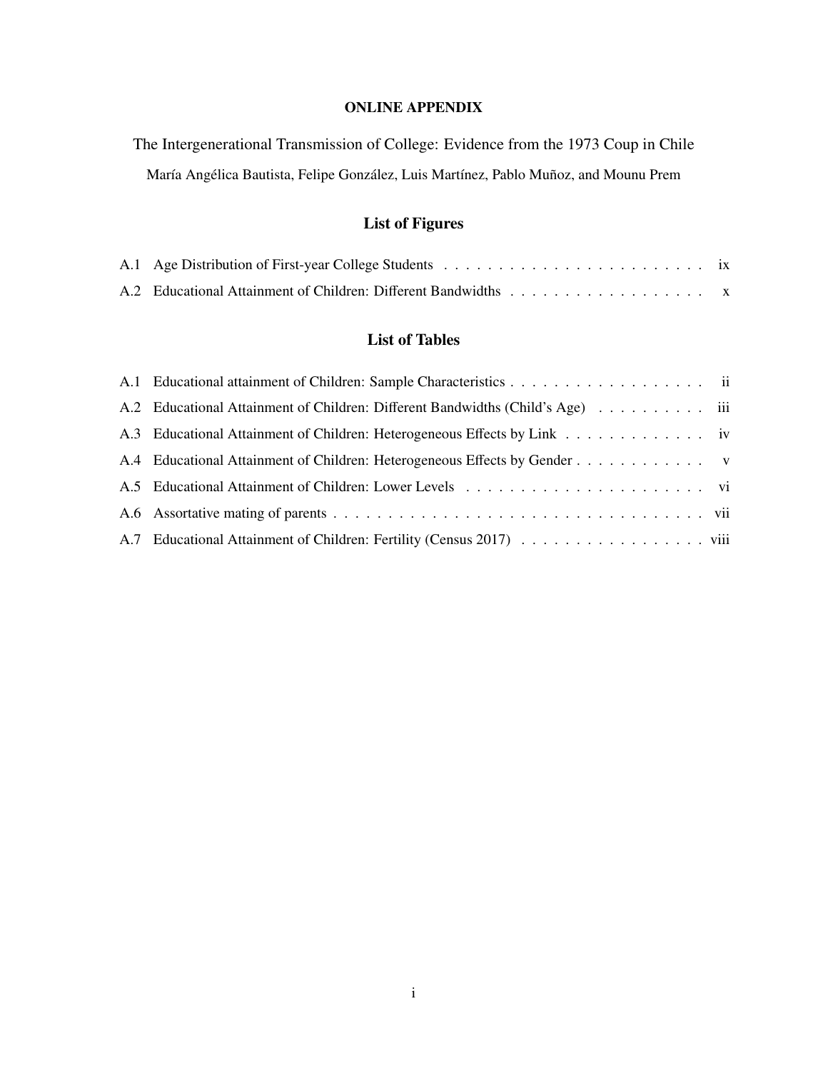**ONLINE APPENDIX**

The Intergenerational Transmission of College: Evidence from the 1973 Coup in Chile

María Angélica Bautista, Felipe González, Luis Martínez, Pablo Muñoz, and Mounu Prem

## List of Figures

- A.1 Age Distribution of First-year College Students . . . . . . . . . . . . . . . . . . . . . . . . ix
- A.2 Educational Attainment of Children: Different Bandwidths . . . . . . . . . . . . . . . . . . x

## List of Tables

- A.1 Educational attainment of Children: Sample Characteristics . . . . . . . . . . . . . . . . . . ii
- A.2 Educational Attainment of Children: Different Bandwidths (Child's Age) . . . . . . . . . . iii
- A.3 Educational Attainment of Children: Heterogeneous Effects by Link . . . . . . . . . . . . . iv
- A.4 Educational Attainment of Children: Heterogeneous Effects by Gender . . . . . . . . . . . . v
- A.5 Educational Attainment of Children: Lower Levels . . . . . . . . . . . . . . . . . . . . . . vi
- A.6 Assortative mating of parents . . . . . . . . . . . . . . . . . . . . . . . . . . . . . . . . . . . vii
- A.7 Educational Attainment of Children: Fertility (Census 2017) . . . . . . . . . . . . . . . . . viii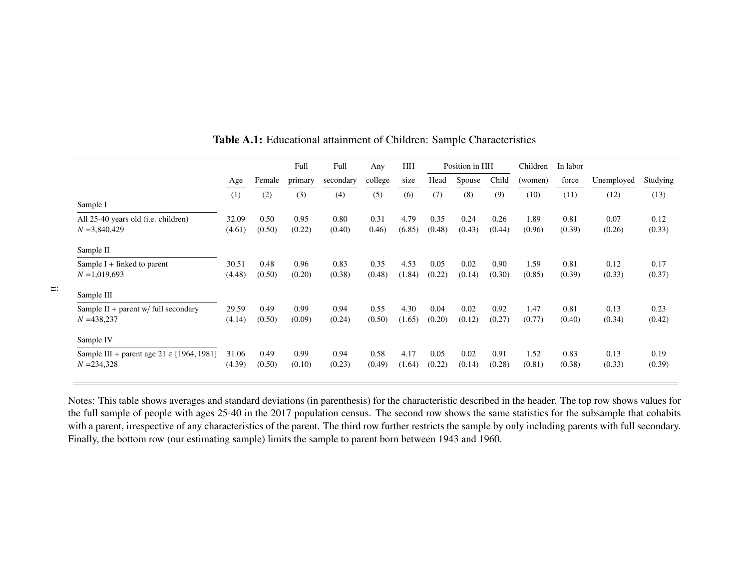**Table A.1:** Educational attainment of Children: Sample Characteristics

| | Age | Female | Full primary | Full secondary | Any college | HH size | Position in HH: Head | Spouse | Child | Children (women) | In labor force | Unemployed | Studying |
|---|---|---|---|---|---|---|---|---|---|---|---|---|---|
| | (1) | (2) | (3) | (4) | (5) | (6) | (7) | (8) | (9) | (10) | (11) | (12) | (13) |
| **Sample I** | | | | | | | | | | | | | |
| All 25-40 years old (i.e. children) | 32.09 | 0.50 | 0.95 | 0.80 | 0.31 | 4.79 | 0.35 | 0.24 | 0.26 | 1.89 | 0.81 | 0.07 | 0.12 |
| $N$ =3,840,429 | (4.61) | (0.50) | (0.22) | (0.40) | 0.46) | (6.85) | (0.48) | (0.43) | (0.44) | (0.96) | (0.39) | (0.26) | (0.33) |
| **Sample II** | | | | | | | | | | | | | |
| Sample I + linked to parent | 30.51 | 0.48 | 0.96 | 0.83 | 0.35 | 4.53 | 0.05 | 0.02 | 0.90 | 1.59 | 0.81 | 0.12 | 0.17 |
| $N$ =1,019,693 | (4.48) | (0.50) | (0.20) | (0.38) | (0.48) | (1.84) | (0.22) | (0.14) | (0.30) | (0.85) | (0.39) | (0.33) | (0.37) |
| **Sample III** | | | | | | | | | | | | | |
| Sample II + parent w/ full secondary | 29.59 | 0.49 | 0.99 | 0.94 | 0.55 | 4.30 | 0.04 | 0.02 | 0.92 | 1.47 | 0.81 | 0.13 | 0.23 |
| $N$ =438,237 | (4.14) | (0.50) | (0.09) | (0.24) | (0.50) | (1.65) | (0.20) | (0.12) | (0.27) | (0.77) | (0.40) | (0.34) | (0.42) |
| **Sample IV** | | | | | | | | | | | | | |
| Sample III + parent age 21 $\in$ [1964, 1981] | 31.06 | 0.49 | 0.99 | 0.94 | 0.58 | 4.17 | 0.05 | 0.02 | 0.91 | 1.52 | 0.83 | 0.13 | 0.19 |
| $N$ =234,328 | (4.39) | (0.50) | (0.10) | (0.23) | (0.49) | (1.64) | (0.22) | (0.14) | (0.28) | (0.81) | (0.38) | (0.33) | (0.39) |

Notes: This table shows averages and standard deviations (in parenthesis) for the characteristic described in the header. The top row shows values for the full sample of people with ages 25-40 in the 2017 population census. The second row shows the same statistics for the subsample that cohabits with a parent, irrespective of any characteristics of the parent. The third row further restricts the sample by only including parents with full secondary. Finally, the bottom row (our estimating sample) limits the sample to parent born between 1943 and 1960.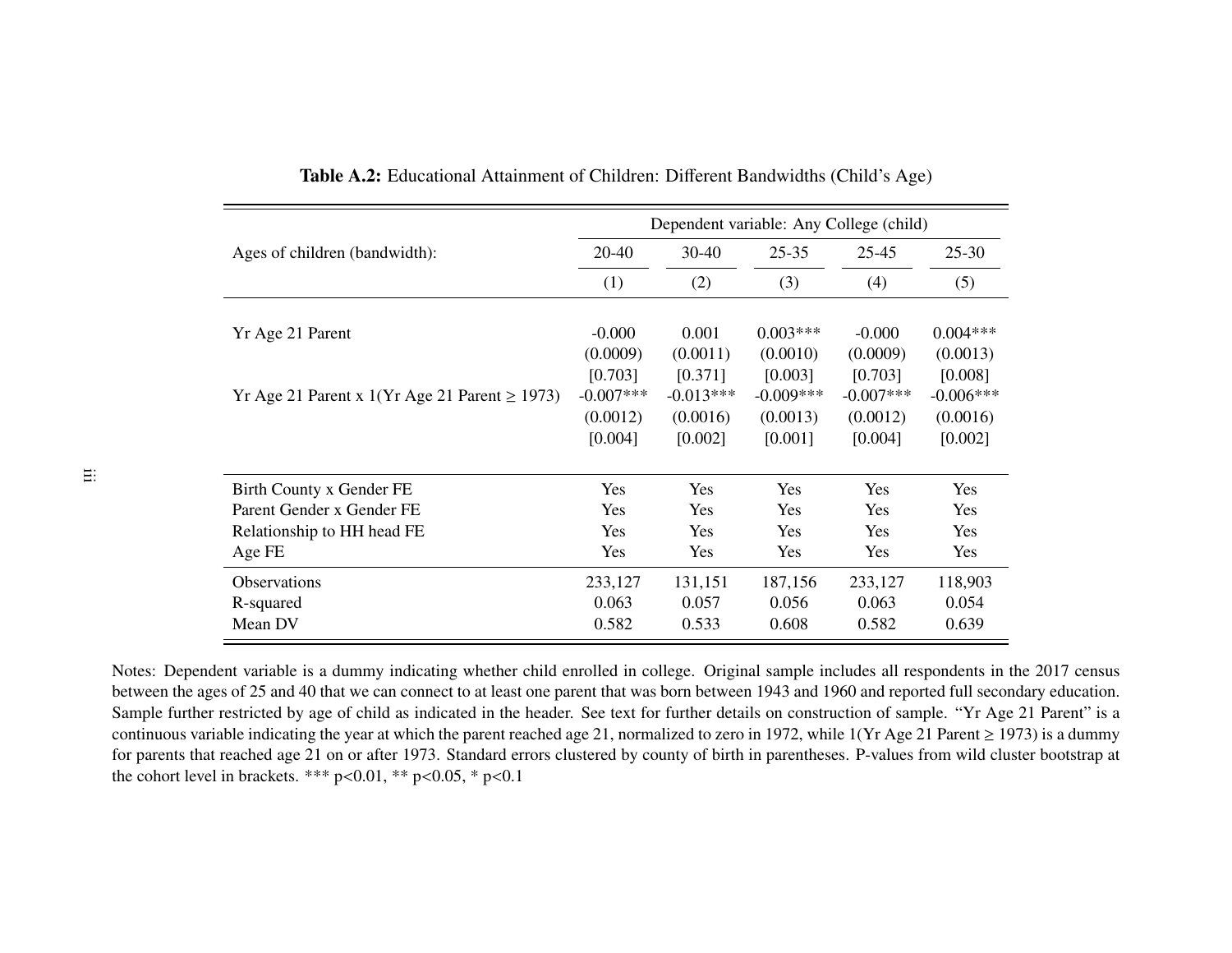**Table A.2:** Educational Attainment of Children: Different Bandwidths (Child's Age)

| | Dependent variable: Any College (child) | | | | |
|---|---|---|---|---|---|
| Ages of children (bandwidth): | 20-40 | 30-40 | 25-35 | 25-45 | 25-30 |
| | (1) | (2) | (3) | (4) | (5) |
| Yr Age 21 Parent | -0.000 | 0.001 | 0.003*** | -0.000 | 0.004*** |
| | (0.0009) | (0.0011) | (0.0010) | (0.0009) | (0.0013) |
| | [0.703] | [0.371] | [0.003] | [0.703] | [0.008] |
| Yr Age 21 Parent x 1(Yr Age 21 Parent ≥ 1973) | -0.007*** | -0.013*** | -0.009*** | -0.007*** | -0.006*** |
| | (0.0012) | (0.0016) | (0.0013) | (0.0012) | (0.0016) |
| | [0.004] | [0.002] | [0.001] | [0.004] | [0.002] |
| Birth County x Gender FE | Yes | Yes | Yes | Yes | Yes |
| Parent Gender x Gender FE | Yes | Yes | Yes | Yes | Yes |
| Relationship to HH head FE | Yes | Yes | Yes | Yes | Yes |
| Age FE | Yes | Yes | Yes | Yes | Yes |
| Observations | 233,127 | 131,151 | 187,156 | 233,127 | 118,903 |
| R-squared | 0.063 | 0.057 | 0.056 | 0.063 | 0.054 |
| Mean DV | 0.582 | 0.533 | 0.608 | 0.582 | 0.639 |

Notes: Dependent variable is a dummy indicating whether child enrolled in college. Original sample includes all respondents in the 2017 census between the ages of 25 and 40 that we can connect to at least one parent that was born between 1943 and 1960 and reported full secondary education. Sample further restricted by age of child as indicated in the header. See text for further details on construction of sample. "Yr Age 21 Parent" is a continuous variable indicating the year at which the parent reached age 21, normalized to zero in 1972, while 1(Yr Age 21 Parent ≥ 1973) is a dummy for parents that reached age 21 on or after 1973. Standard errors clustered by county of birth in parentheses. P-values from wild cluster bootstrap at the cohort level in brackets. *** p<0.01, ** p<0.05, * p<0.1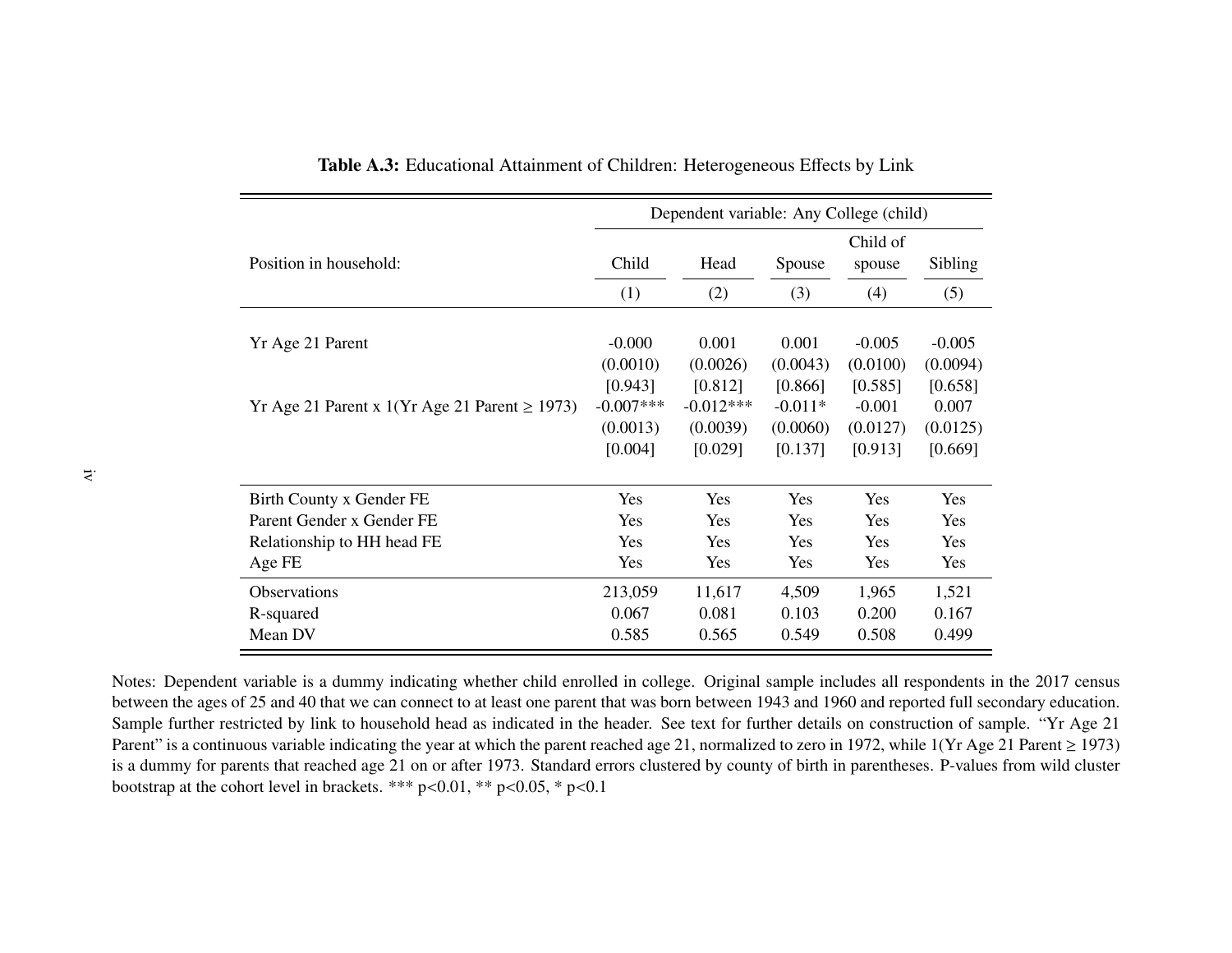**Table A.3:** Educational Attainment of Children: Heterogeneous Effects by Link

| | Dependent variable: Any College (child) | | | | |
|---|---|---|---|---|---|
| Position in household: | Child | Head | Spouse | Child of spouse | Sibling |
| | (1) | (2) | (3) | (4) | (5) |
| Yr Age 21 Parent | -0.000 | 0.001 | 0.001 | -0.005 | -0.005 |
| | (0.0010) | (0.0026) | (0.0043) | (0.0100) | (0.0094) |
| | [0.943] | [0.812] | [0.866] | [0.585] | [0.658] |
| Yr Age 21 Parent x 1(Yr Age 21 Parent ≥ 1973) | -0.007*** | -0.012*** | -0.011* | -0.001 | 0.007 |
| | (0.0013) | (0.0039) | (0.0060) | (0.0127) | (0.0125) |
| | [0.004] | [0.029] | [0.137] | [0.913] | [0.669] |
| Birth County x Gender FE | Yes | Yes | Yes | Yes | Yes |
| Parent Gender x Gender FE | Yes | Yes | Yes | Yes | Yes |
| Relationship to HH head FE | Yes | Yes | Yes | Yes | Yes |
| Age FE | Yes | Yes | Yes | Yes | Yes |
| Observations | 213,059 | 11,617 | 4,509 | 1,965 | 1,521 |
| R-squared | 0.067 | 0.081 | 0.103 | 0.200 | 0.167 |
| Mean DV | 0.585 | 0.565 | 0.549 | 0.508 | 0.499 |

Notes: Dependent variable is a dummy indicating whether child enrolled in college. Original sample includes all respondents in the 2017 census between the ages of 25 and 40 that we can connect to at least one parent that was born between 1943 and 1960 and reported full secondary education. Sample further restricted by link to household head as indicated in the header. See text for further details on construction of sample. "Yr Age 21 Parent" is a continuous variable indicating the year at which the parent reached age 21, normalized to zero in 1972, while 1(Yr Age 21 Parent ≥ 1973) is a dummy for parents that reached age 21 on or after 1973. Standard errors clustered by county of birth in parentheses. P-values from wild cluster bootstrap at the cohort level in brackets. *** $p<0.01$, ** $p<0.05$, * $p<0.1$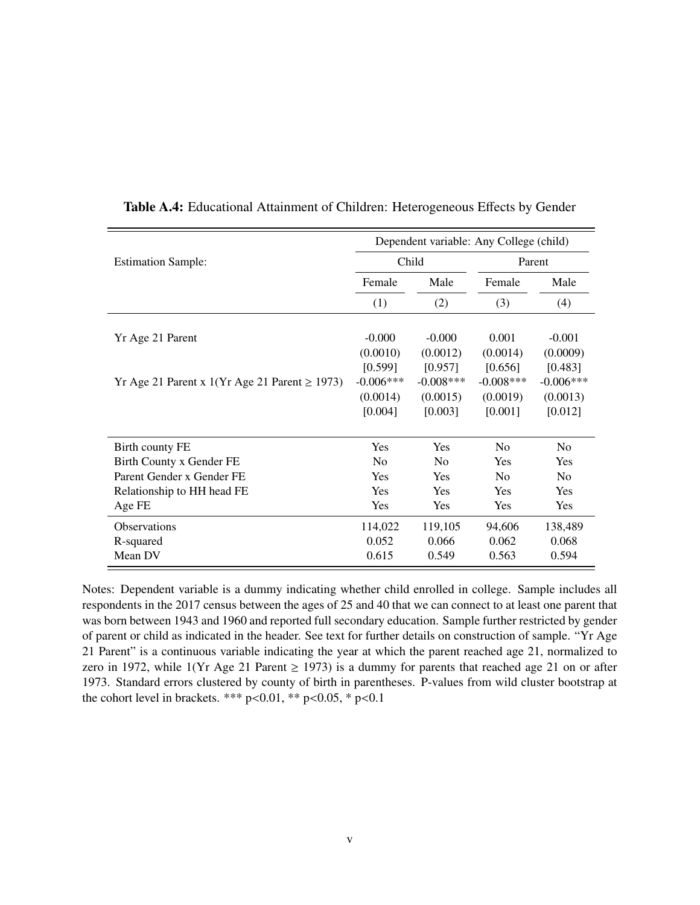**Table A.4:** Educational Attainment of Children: Heterogeneous Effects by Gender

| | Dependent variable: Any College (child) | | | |
|---|---|---|---|---|
| Estimation Sample: | Child | | Parent | |
| | Female | Male | Female | Male |
| | (1) | (2) | (3) | (4) |
| Yr Age 21 Parent | -0.000 | -0.000 | 0.001 | -0.001 |
| | (0.0010) | (0.0012) | (0.0014) | (0.0009) |
| | [0.599] | [0.957] | [0.656] | [0.483] |
| Yr Age 21 Parent x 1(Yr Age 21 Parent ≥ 1973) | -0.006*** | -0.008*** | -0.008*** | -0.006*** |
| | (0.0014) | (0.0015) | (0.0019) | (0.0013) |
| | [0.004] | [0.003] | [0.001] | [0.012] |
| Birth county FE | Yes | Yes | No | No |
| Birth County x Gender FE | No | No | Yes | Yes |
| Parent Gender x Gender FE | Yes | Yes | No | No |
| Relationship to HH head FE | Yes | Yes | Yes | Yes |
| Age FE | Yes | Yes | Yes | Yes |
| Observations | 114,022 | 119,105 | 94,606 | 138,489 |
| R-squared | 0.052 | 0.066 | 0.062 | 0.068 |
| Mean DV | 0.615 | 0.549 | 0.563 | 0.594 |

Notes: Dependent variable is a dummy indicating whether child enrolled in college. Sample includes all respondents in the 2017 census between the ages of 25 and 40 that we can connect to at least one parent that was born between 1943 and 1960 and reported full secondary education. Sample further restricted by gender of parent or child as indicated in the header. See text for further details on construction of sample. "Yr Age 21 Parent" is a continuous variable indicating the year at which the parent reached age 21, normalized to zero in 1972, while 1(Yr Age 21 Parent ≥ 1973) is a dummy for parents that reached age 21 on or after 1973. Standard errors clustered by county of birth in parentheses. P-values from wild cluster bootstrap at the cohort level in brackets. *** p<0.01, ** p<0.05, * p<0.1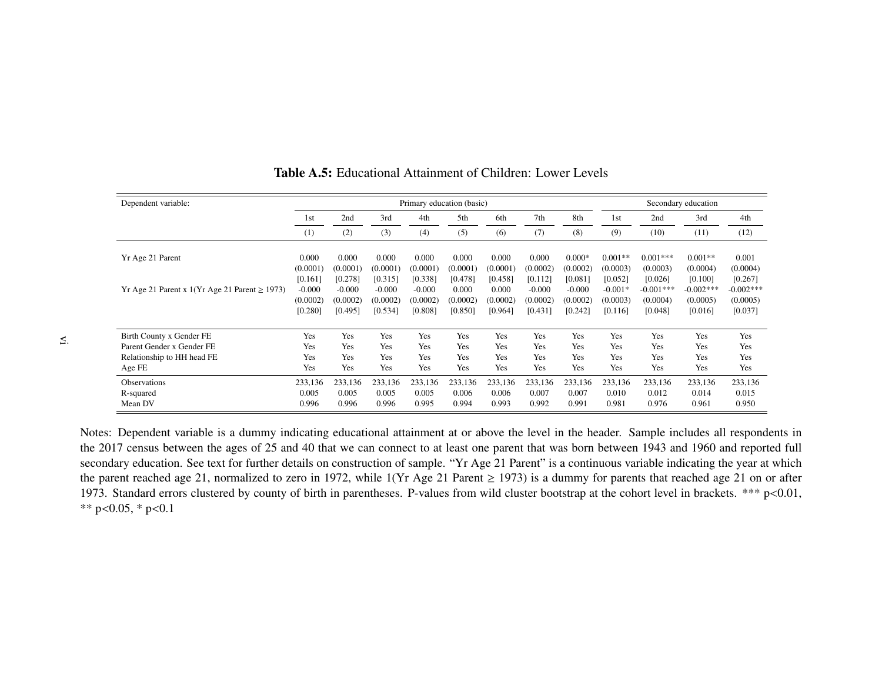**Table A.5:** Educational Attainment of Children: Lower Levels

| Dependent variable: | Primary education (basic) | | | | | | | | Secondary education | | | |
|---|---|---|---|---|---|---|---|---|---|---|---|---|
| | 1st | 2nd | 3rd | 4th | 5th | 6th | 7th | 8th | 1st | 2nd | 3rd | 4th |
| | (1) | (2) | (3) | (4) | (5) | (6) | (7) | (8) | (9) | (10) | (11) | (12) |
| Yr Age 21 Parent | 0.000 | 0.000 | 0.000 | 0.000 | 0.000 | 0.000 | 0.000 | 0.000* | 0.001** | 0.001*** | 0.001** | 0.001 |
| | (0.0001) | (0.0001) | (0.0001) | (0.0001) | (0.0001) | (0.0001) | (0.0002) | (0.0002) | (0.0003) | (0.0003) | (0.0004) | (0.0004) |
| | [0.161] | [0.278] | [0.315] | [0.338] | [0.478] | [0.458] | [0.112] | [0.081] | [0.052] | [0.026] | [0.100] | [0.267] |
| Yr Age 21 Parent x 1(Yr Age 21 Parent ≥ 1973) | -0.000 | -0.000 | -0.000 | -0.000 | 0.000 | 0.000 | -0.000 | -0.000 | -0.001* | -0.001*** | -0.002*** | -0.002*** |
| | (0.0002) | (0.0002) | (0.0002) | (0.0002) | (0.0002) | (0.0002) | (0.0002) | (0.0002) | (0.0003) | (0.0004) | (0.0005) | (0.0005) |
| | [0.280] | [0.495] | [0.534] | [0.808] | [0.850] | [0.964] | [0.431] | [0.242] | [0.116] | [0.048] | [0.016] | [0.037] |
| Birth County x Gender FE | Yes | Yes | Yes | Yes | Yes | Yes | Yes | Yes | Yes | Yes | Yes | Yes |
| Parent Gender x Gender FE | Yes | Yes | Yes | Yes | Yes | Yes | Yes | Yes | Yes | Yes | Yes | Yes |
| Relationship to HH head FE | Yes | Yes | Yes | Yes | Yes | Yes | Yes | Yes | Yes | Yes | Yes | Yes |
| Age FE | Yes | Yes | Yes | Yes | Yes | Yes | Yes | Yes | Yes | Yes | Yes | Yes |
| Observations | 233,136 | 233,136 | 233,136 | 233,136 | 233,136 | 233,136 | 233,136 | 233,136 | 233,136 | 233,136 | 233,136 | 233,136 |
| R-squared | 0.005 | 0.005 | 0.005 | 0.005 | 0.006 | 0.006 | 0.007 | 0.007 | 0.010 | 0.012 | 0.014 | 0.015 |
| Mean DV | 0.996 | 0.996 | 0.996 | 0.995 | 0.994 | 0.993 | 0.992 | 0.991 | 0.981 | 0.976 | 0.961 | 0.950 |

Notes: Dependent variable is a dummy indicating educational attainment at or above the level in the header. Sample includes all respondents in the 2017 census between the ages of 25 and 40 that we can connect to at least one parent that was born between 1943 and 1960 and reported full secondary education. See text for further details on construction of sample. "Yr Age 21 Parent" is a continuous variable indicating the year at which the parent reached age 21, normalized to zero in 1972, while 1(Yr Age 21 Parent ≥ 1973) is a dummy for parents that reached age 21 on or after 1973. Standard errors clustered by county of birth in parentheses. P-values from wild cluster bootstrap at the cohort level in brackets. *** p<0.01, ** p<0.05, * p<0.1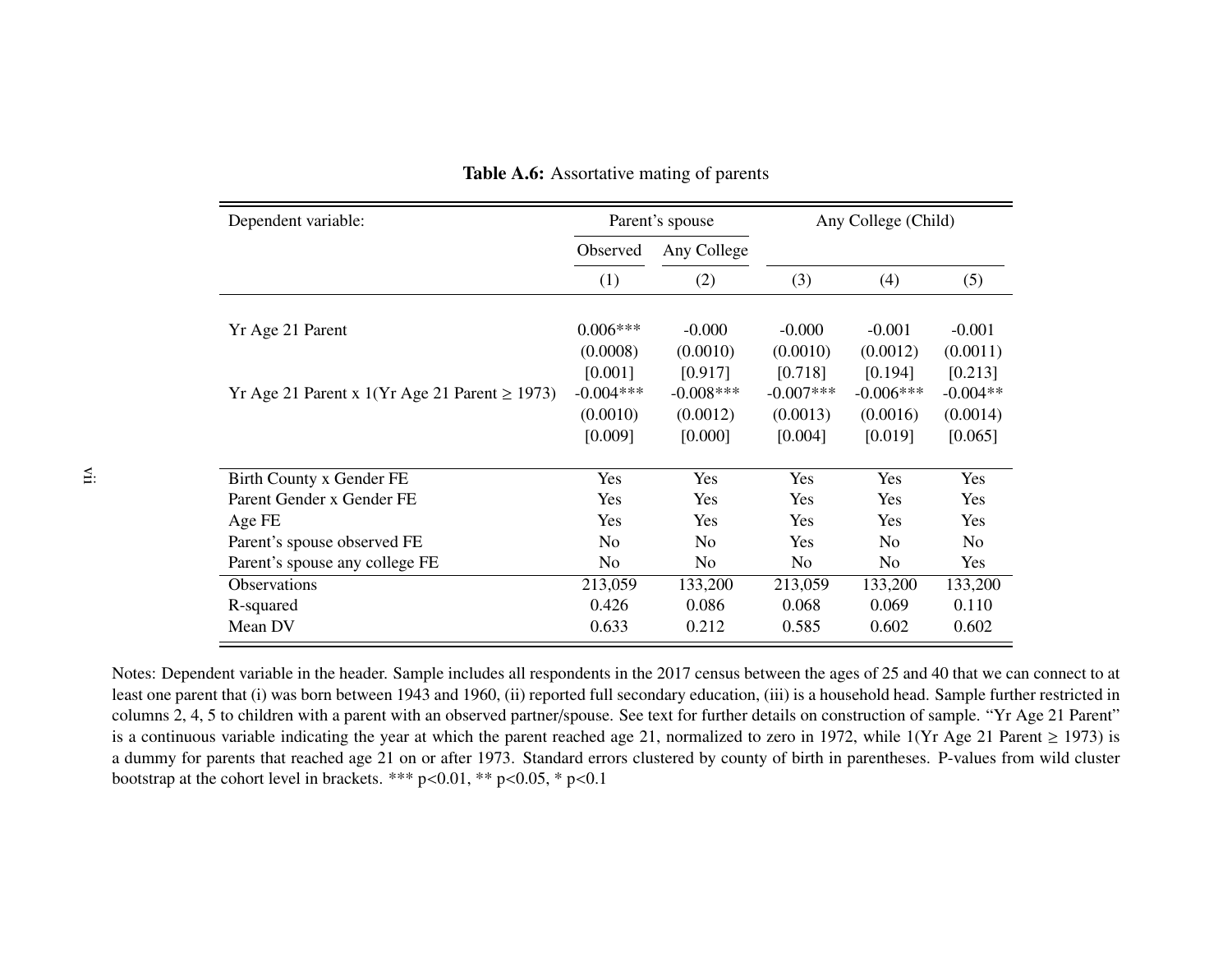**Table A.6:** Assortative mating of parents

| Dependent variable: | Parent's spouse | | Any College (Child) | | |
|---|---|---|---|---|---|
| | Observed | Any College | | | |
| | (1) | (2) | (3) | (4) | (5) |
| Yr Age 21 Parent | 0.006*** | -0.000 | -0.000 | -0.001 | -0.001 |
| | (0.0008) | (0.0010) | (0.0010) | (0.0012) | (0.0011) |
| | [0.001] | [0.917] | [0.718] | [0.194] | [0.213] |
| Yr Age 21 Parent x 1(Yr Age 21 Parent ≥ 1973) | -0.004*** | -0.008*** | -0.007*** | -0.006*** | -0.004** |
| | (0.0010) | (0.0012) | (0.0013) | (0.0016) | (0.0014) |
| | [0.009] | [0.000] | [0.004] | [0.019] | [0.065] |
| Birth County x Gender FE | Yes | Yes | Yes | Yes | Yes |
| Parent Gender x Gender FE | Yes | Yes | Yes | Yes | Yes |
| Age FE | Yes | Yes | Yes | Yes | Yes |
| Parent's spouse observed FE | No | No | Yes | No | No |
| Parent's spouse any college FE | No | No | No | No | Yes |
| Observations | 213,059 | 133,200 | 213,059 | 133,200 | 133,200 |
| R-squared | 0.426 | 0.086 | 0.068 | 0.069 | 0.110 |
| Mean DV | 0.633 | 0.212 | 0.585 | 0.602 | 0.602 |

Notes: Dependent variable in the header. Sample includes all respondents in the 2017 census between the ages of 25 and 40 that we can connect to at least one parent that (i) was born between 1943 and 1960, (ii) reported full secondary education, (iii) is a household head. Sample further restricted in columns 2, 4, 5 to children with a parent with an observed partner/spouse. See text for further details on construction of sample. "Yr Age 21 Parent" is a continuous variable indicating the year at which the parent reached age 21, normalized to zero in 1972, while 1(Yr Age 21 Parent ≥ 1973) is a dummy for parents that reached age 21 on or after 1973. Standard errors clustered by county of birth in parentheses. P-values from wild cluster bootstrap at the cohort level in brackets. *** $p<0.01$, ** $p<0.05$, * $p<0.1$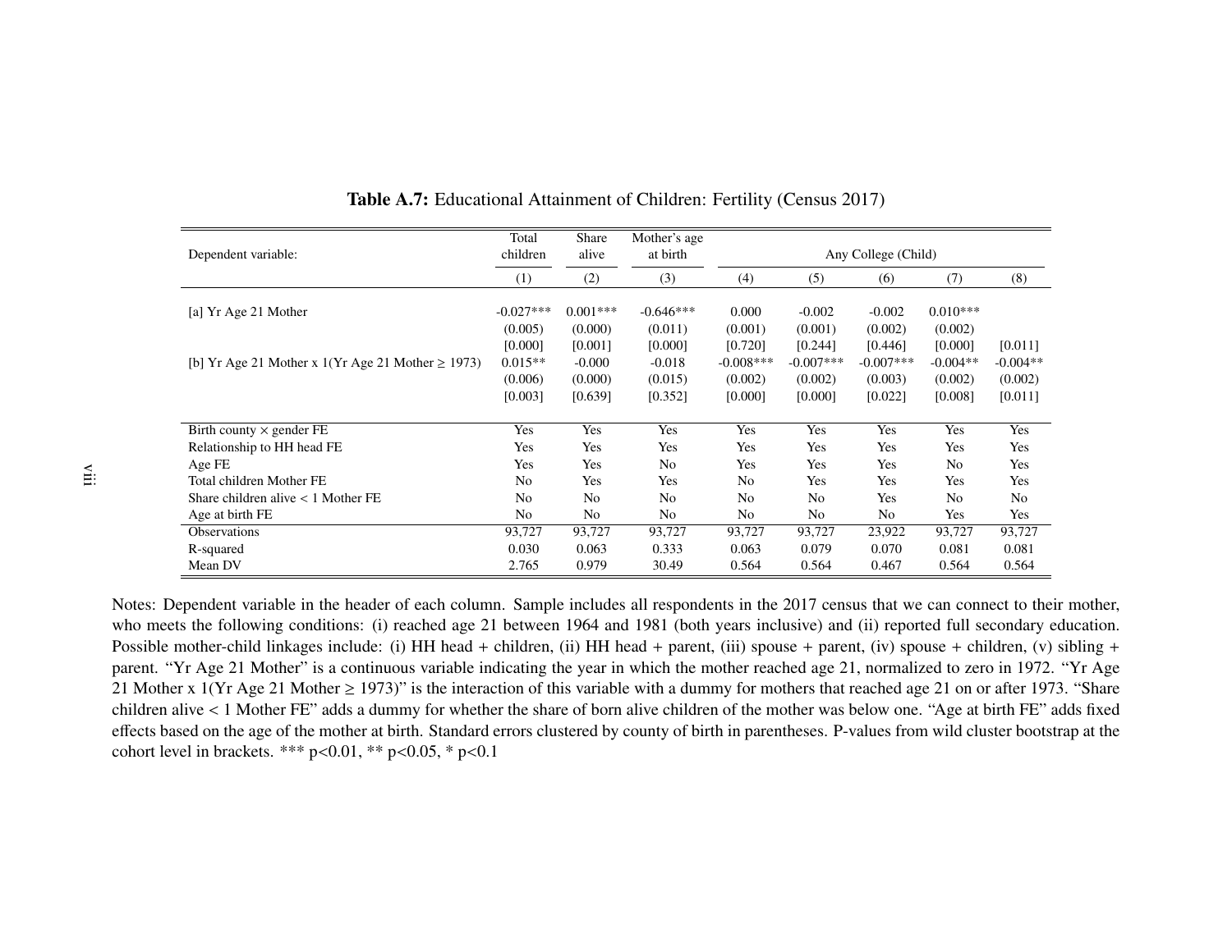**Table A.7:** Educational Attainment of Children: Fertility (Census 2017)

| Dependent variable: | Total children | Share alive | Mother's age at birth | Any College (Child) | | | | |
|---|---|---|---|---|---|---|---|---|
| | (1) | (2) | (3) | (4) | (5) | (6) | (7) | (8) |
| [a] Yr Age 21 Mother | -0.027*** | 0.001*** | -0.646*** | 0.000 | -0.002 | -0.002 | 0.010*** | |
| | (0.005) | (0.000) | (0.011) | (0.001) | (0.001) | (0.002) | (0.002) | |
| | [0.000] | [0.001] | [0.000] | [0.720] | [0.244] | [0.446] | [0.000] | [0.011] |
| [b] Yr Age 21 Mother x 1(Yr Age 21 Mother ≥ 1973) | 0.015** | -0.000 | -0.018 | -0.008*** | -0.007*** | -0.007*** | -0.004** | -0.004** |
| | (0.006) | (0.000) | (0.015) | (0.002) | (0.002) | (0.003) | (0.002) | (0.002) |
| | [0.003] | [0.639] | [0.352] | [0.000] | [0.000] | [0.022] | [0.008] | [0.011] |
| Birth county × gender FE | Yes | Yes | Yes | Yes | Yes | Yes | Yes | Yes |
| Relationship to HH head FE | Yes | Yes | Yes | Yes | Yes | Yes | Yes | Yes |
| Age FE | Yes | Yes | No | Yes | Yes | Yes | No | Yes |
| Total children Mother FE | No | Yes | Yes | No | Yes | Yes | Yes | Yes |
| Share children alive < 1 Mother FE | No | No | No | No | No | Yes | No | No |
| Age at birth FE | No | No | No | No | No | No | Yes | Yes |
| Observations | 93,727 | 93,727 | 93,727 | 93,727 | 93,727 | 23,922 | 93,727 | 93,727 |
| R-squared | 0.030 | 0.063 | 0.333 | 0.063 | 0.079 | 0.070 | 0.081 | 0.081 |
| Mean DV | 2.765 | 0.979 | 30.49 | 0.564 | 0.564 | 0.467 | 0.564 | 0.564 |

Notes: Dependent variable in the header of each column. Sample includes all respondents in the 2017 census that we can connect to their mother, who meets the following conditions: (i) reached age 21 between 1964 and 1981 (both years inclusive) and (ii) reported full secondary education. Possible mother-child linkages include: (i) HH head + children, (ii) HH head + parent, (iii) spouse + parent, (iv) spouse + children, (v) sibling + parent. "Yr Age 21 Mother" is a continuous variable indicating the year in which the mother reached age 21, normalized to zero in 1972. "Yr Age 21 Mother x 1(Yr Age 21 Mother ≥ 1973)" is the interaction of this variable with a dummy for mothers that reached age 21 on or after 1973. "Share children alive < 1 Mother FE" adds a dummy for whether the share of born alive children of the mother was below one. "Age at birth FE" adds fixed effects based on the age of the mother at birth. Standard errors clustered by county of birth in parentheses. P-values from wild cluster bootstrap at the cohort level in brackets. *** p<0.01, ** p<0.05, * p<0.1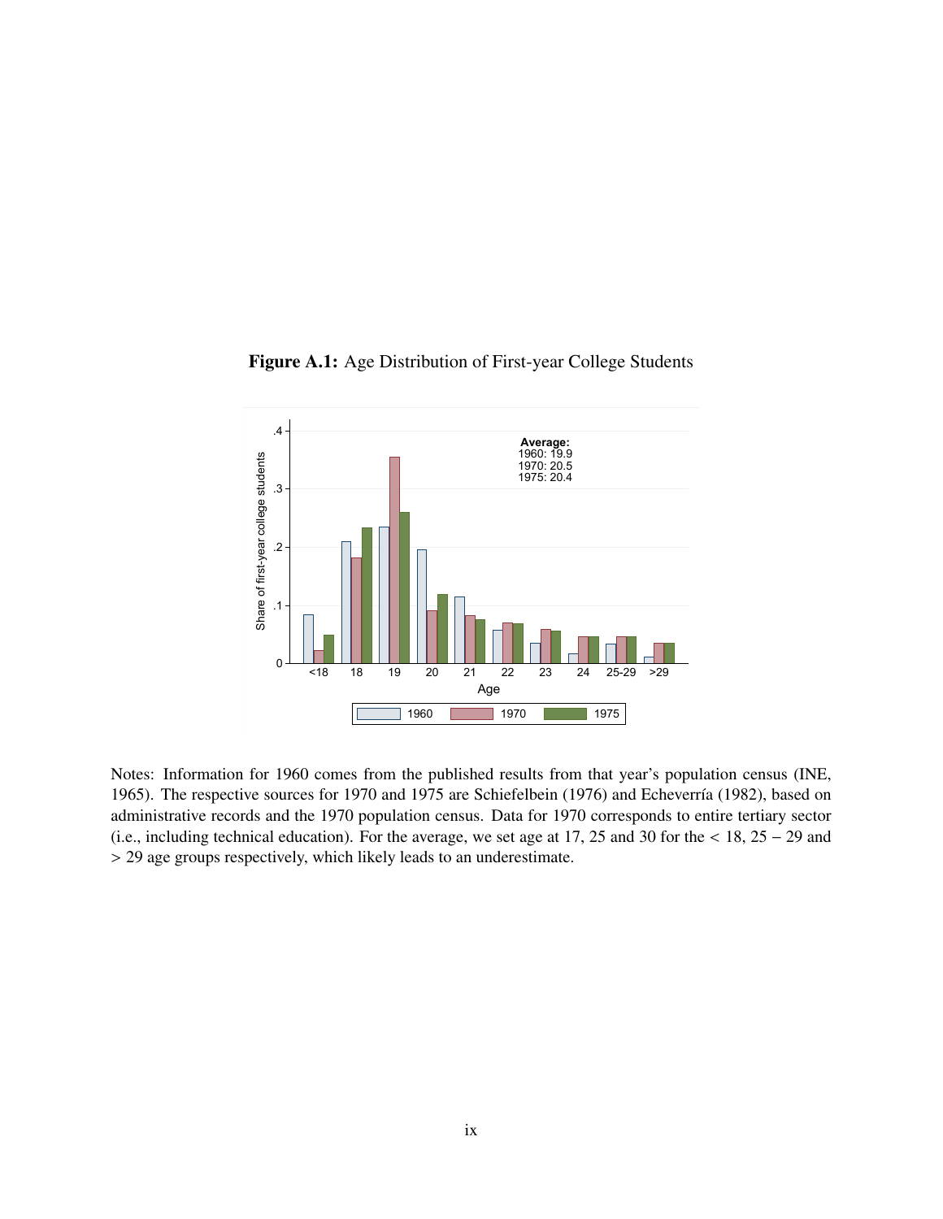**Figure A.1:** Age Distribution of First-year College Students

Notes: Information for 1960 comes from the published results from that year's population census (INE, 1965). The respective sources for 1970 and 1975 are Schiefelbein (1976) and Echeverría (1982), based on administrative records and the 1970 population census. Data for 1970 corresponds to entire tertiary sector (i.e., including technical education). For the average, we set age at 17, 25 and 30 for the $< 18$, $25 - 29$ and $> 29$ age groups respectively, which likely leads to an underestimate.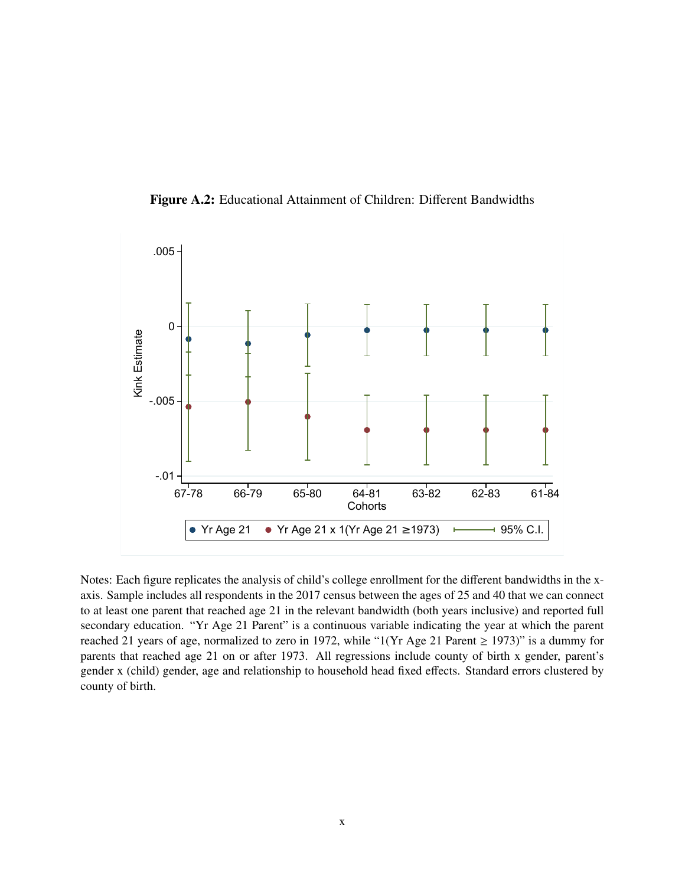**Figure A.2:** Educational Attainment of Children: Different Bandwidths

.005
0
-.005
-.01

Kink Estimate

67-78
66-79
65-80
64-81
63-82
62-83
61-84

Cohorts

Yr Age 21
Yr Age 21 x 1(Yr Age 21 ≥1973)
95% C.I.

Notes: Each figure replicates the analysis of child's college enrollment for the different bandwidths in the x-axis. Sample includes all respondents in the 2017 census between the ages of 25 and 40 that we can connect to at least one parent that reached age 21 in the relevant bandwidth (both years inclusive) and reported full secondary education. "Yr Age 21 Parent" is a continuous variable indicating the year at which the parent reached 21 years of age, normalized to zero in 1972, while "1(Yr Age 21 Parent ≥ 1973)" is a dummy for parents that reached age 21 on or after 1973. All regressions include county of birth x gender, parent's gender x (child) gender, age and relationship to household head fixed effects. Standard errors clustered by county of birth.